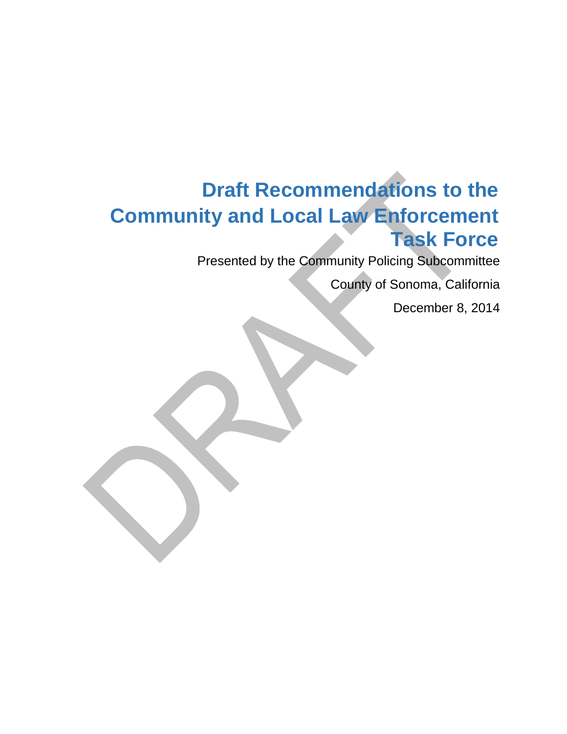# Draft Recommendations to the Community and Local Law Enforcement Task Force

Presented by the Community Policing Subcommittee

County of Sonoma, California

December 8, 2014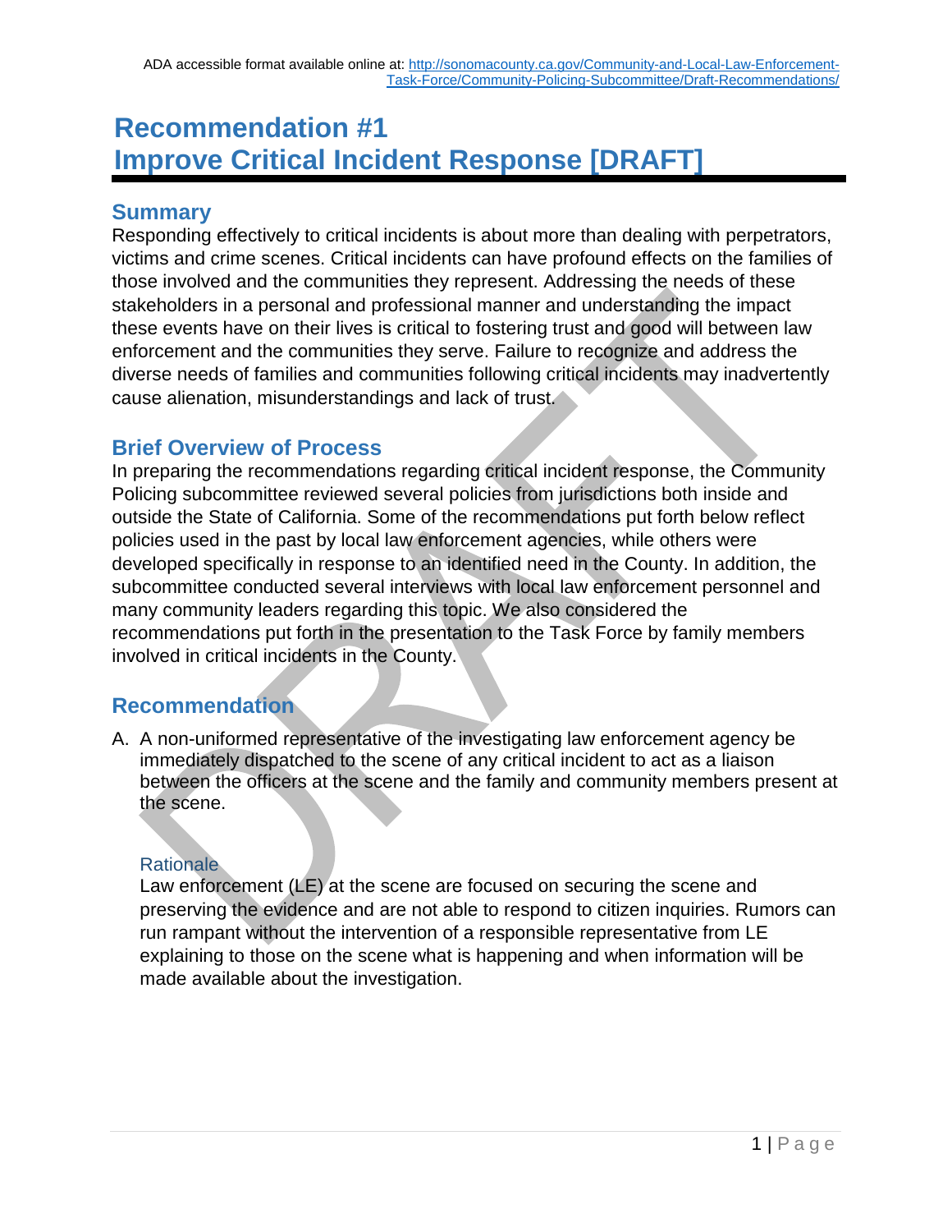ADA accessible format available online at: http://sonomacounty.ca.gov/Community-and-Local-Law-Enforcement-Task-Force/Community-Policing-Subcommittee/Draft-Recommendations/

# Recommendation #1 Improve Critical Incident Response [DRAFT]

## Summary

Responding effectively to critical incidents is about more than dealing with perpetrators, victims and crime scenes. Critical incidents can have profound effects on the families of those involved and the communities they represent. Addressing the needs of these stakeholders in a personal and professional manner and understanding the impact these events have on their lives is critical to fostering trust and good will between law enforcement and the communities they serve. Failure to recognize and address the diverse needs of families and communities following critical incidents may inadvertently cause alienation, misunderstandings and lack of trust.

## Brief Overview of Process

In preparing the recommendations regarding critical incident response, the Community Policing subcommittee reviewed several policies from jurisdictions both inside and outside the State of California. Some of the recommendations put forth below reflect policies used in the past by local law enforcement agencies, while others were developed specifically in response to an identified need in the County. In addition, the subcommittee conducted several interviews with local law enforcement personnel and many community leaders regarding this topic. We also considered the recommendations put forth in the presentation to the Task Force by family members involved in critical incidents in the County.

## Recommendation

A. A non-uniformed representative of the investigating law enforcement agency be immediately dispatched to the scene of any critical incident to act as a liaison between the officers at the scene and the family and community members present at the scene.

### Rationale

Law enforcement (LE) at the scene are focused on securing the scene and preserving the evidence and are not able to respond to citizen inquiries. Rumors can run rampant without the intervention of a responsible representative from LE explaining to those on the scene what is happening and when information will be made available about the investigation.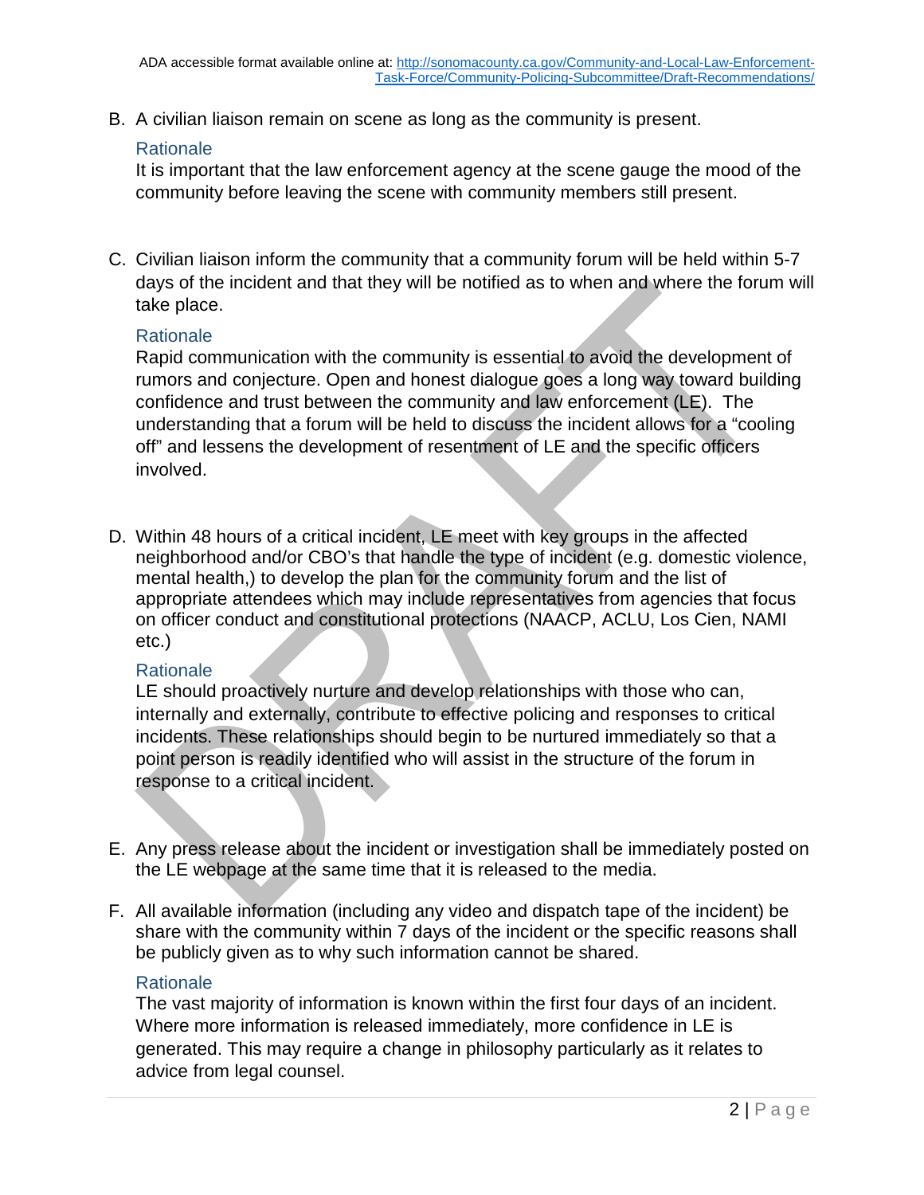B. A civilian liaison remain on scene as long as the community is present.

   Rationale

   It is important that the law enforcement agency at the scene gauge the mood of the community before leaving the scene with community members still present.

C. Civilian liaison inform the community that a community forum will be held within 5-7 days of the incident and that they will be notified as to when and where the forum will take place.

   Rationale

   Rapid communication with the community is essential to avoid the development of rumors and conjecture. Open and honest dialogue goes a long way toward building confidence and trust between the community and law enforcement (LE). The understanding that a forum will be held to discuss the incident allows for a "cooling off" and lessens the development of resentment of LE and the specific officers involved.

D. Within 48 hours of a critical incident, LE meet with key groups in the affected neighborhood and/or CBO's that handle the type of incident (e.g. domestic violence, mental health,) to develop the plan for the community forum and the list of appropriate attendees which may include representatives from agencies that focus on officer conduct and constitutional protections (NAACP, ACLU, Los Cien, NAMI etc.)

   Rationale

   LE should proactively nurture and develop relationships with those who can, internally and externally, contribute to effective policing and responses to critical incidents. These relationships should begin to be nurtured immediately so that a point person is readily identified who will assist in the structure of the forum in response to a critical incident.

E. Any press release about the incident or investigation shall be immediately posted on the LE webpage at the same time that it is released to the media.

F. All available information (including any video and dispatch tape of the incident) be share with the community within 7 days of the incident or the specific reasons shall be publicly given as to why such information cannot be shared.

   Rationale

   The vast majority of information is known within the first four days of an incident. Where more information is released immediately, more confidence in LE is generated. This may require a change in philosophy particularly as it relates to advice from legal counsel.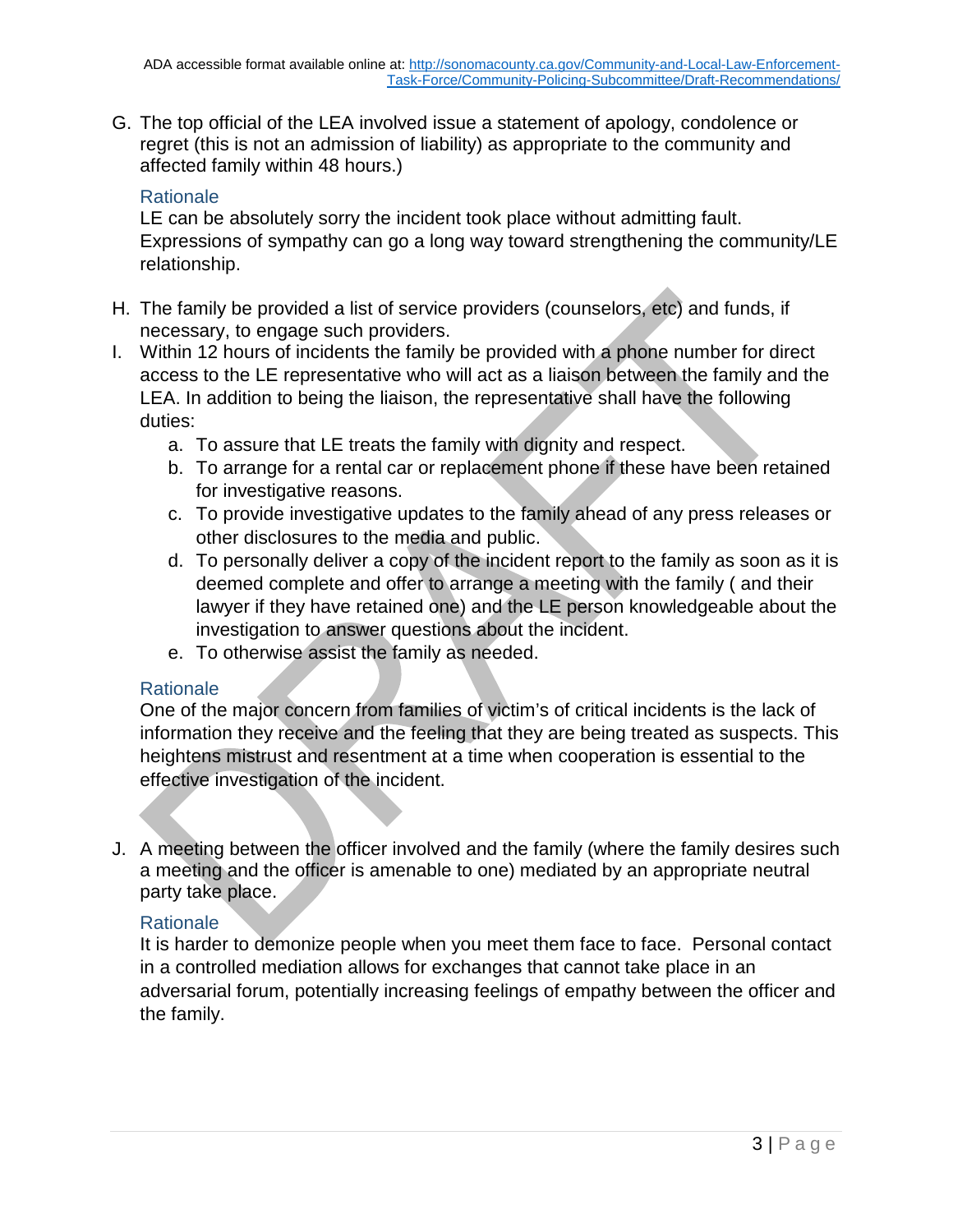G. The top official of the LEA involved issue a statement of apology, condolence or regret (this is not an admission of liability) as appropriate to the community and affected family within 48 hours.)

### Rationale

LE can be absolutely sorry the incident took place without admitting fault. Expressions of sympathy can go a long way toward strengthening the community/LE relationship.

H. The family be provided a list of service providers (counselors, etc) and funds, if necessary, to engage such providers.

I. Within 12 hours of incidents the family be provided with a phone number for direct access to the LE representative who will act as a liaison between the family and the LEA. In addition to being the liaison, the representative shall have the following duties:

   a. To assure that LE treats the family with dignity and respect.
   b. To arrange for a rental car or replacement phone if these have been retained for investigative reasons.
   c. To provide investigative updates to the family ahead of any press releases or other disclosures to the media and public.
   d. To personally deliver a copy of the incident report to the family as soon as it is deemed complete and offer to arrange a meeting with the family ( and their lawyer if they have retained one) and the LE person knowledgeable about the investigation to answer questions about the incident.
   e. To otherwise assist the family as needed.

### Rationale

One of the major concern from families of victim's of critical incidents is the lack of information they receive and the feeling that they are being treated as suspects. This heightens mistrust and resentment at a time when cooperation is essential to the effective investigation of the incident.

J. A meeting between the officer involved and the family (where the family desires such a meeting and the officer is amenable to one) mediated by an appropriate neutral party take place.

### Rationale

It is harder to demonize people when you meet them face to face. Personal contact in a controlled mediation allows for exchanges that cannot take place in an adversarial forum, potentially increasing feelings of empathy between the officer and the family.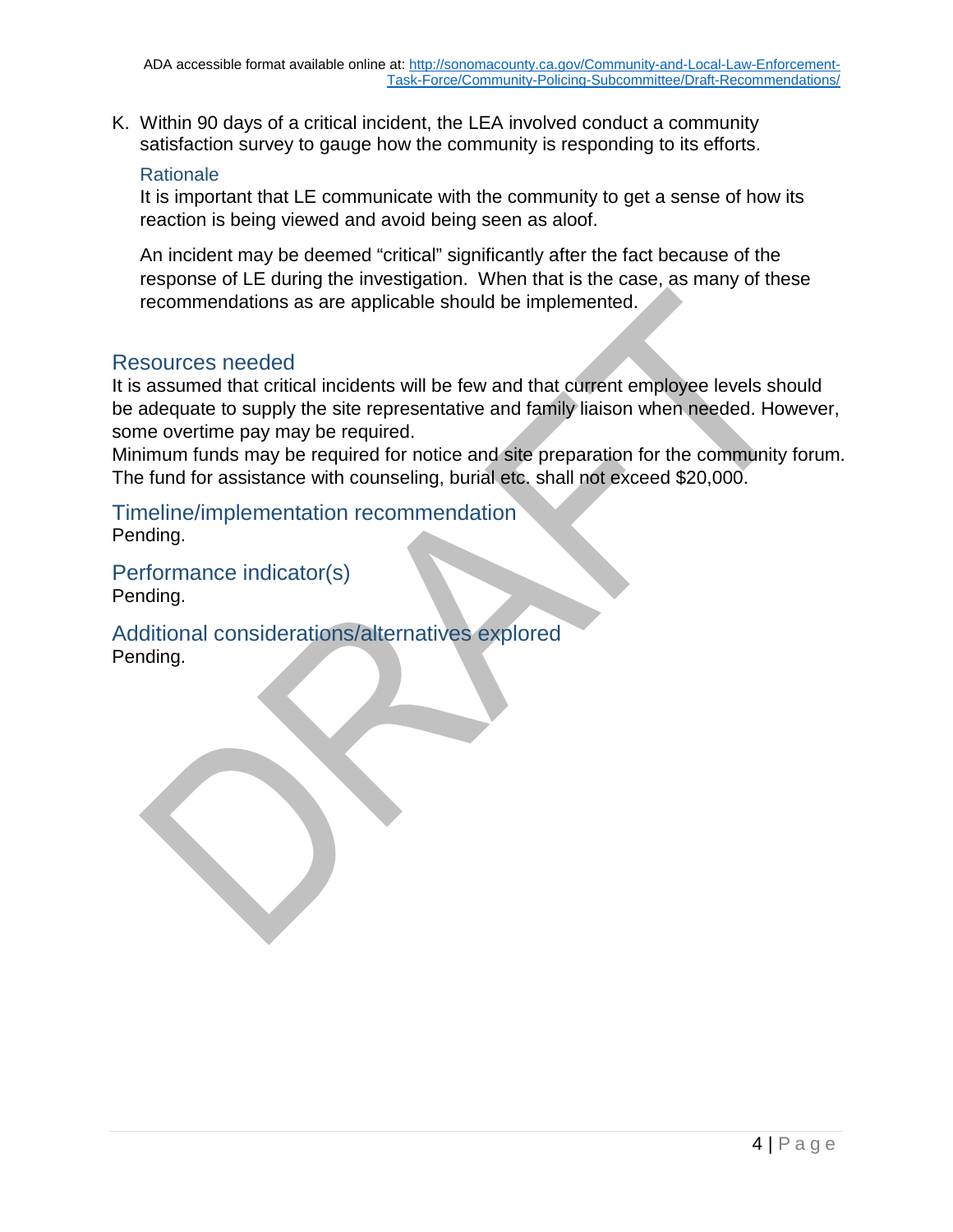K. Within 90 days of a critical incident, the LEA involved conduct a community satisfaction survey to gauge how the community is responding to its efforts.

### Rationale

It is important that LE communicate with the community to get a sense of how its reaction is being viewed and avoid being seen as aloof.

An incident may be deemed “critical” significantly after the fact because of the response of LE during the investigation. When that is the case, as many of these recommendations as are applicable should be implemented.

## Resources needed

It is assumed that critical incidents will be few and that current employee levels should be adequate to supply the site representative and family liaison when needed. However, some overtime pay may be required.
Minimum funds may be required for notice and site preparation for the community forum. The fund for assistance with counseling, burial etc. shall not exceed $20,000.

## Timeline/implementation recommendation

Pending.

## Performance indicator(s)

Pending.

## Additional considerations/alternatives explored

Pending.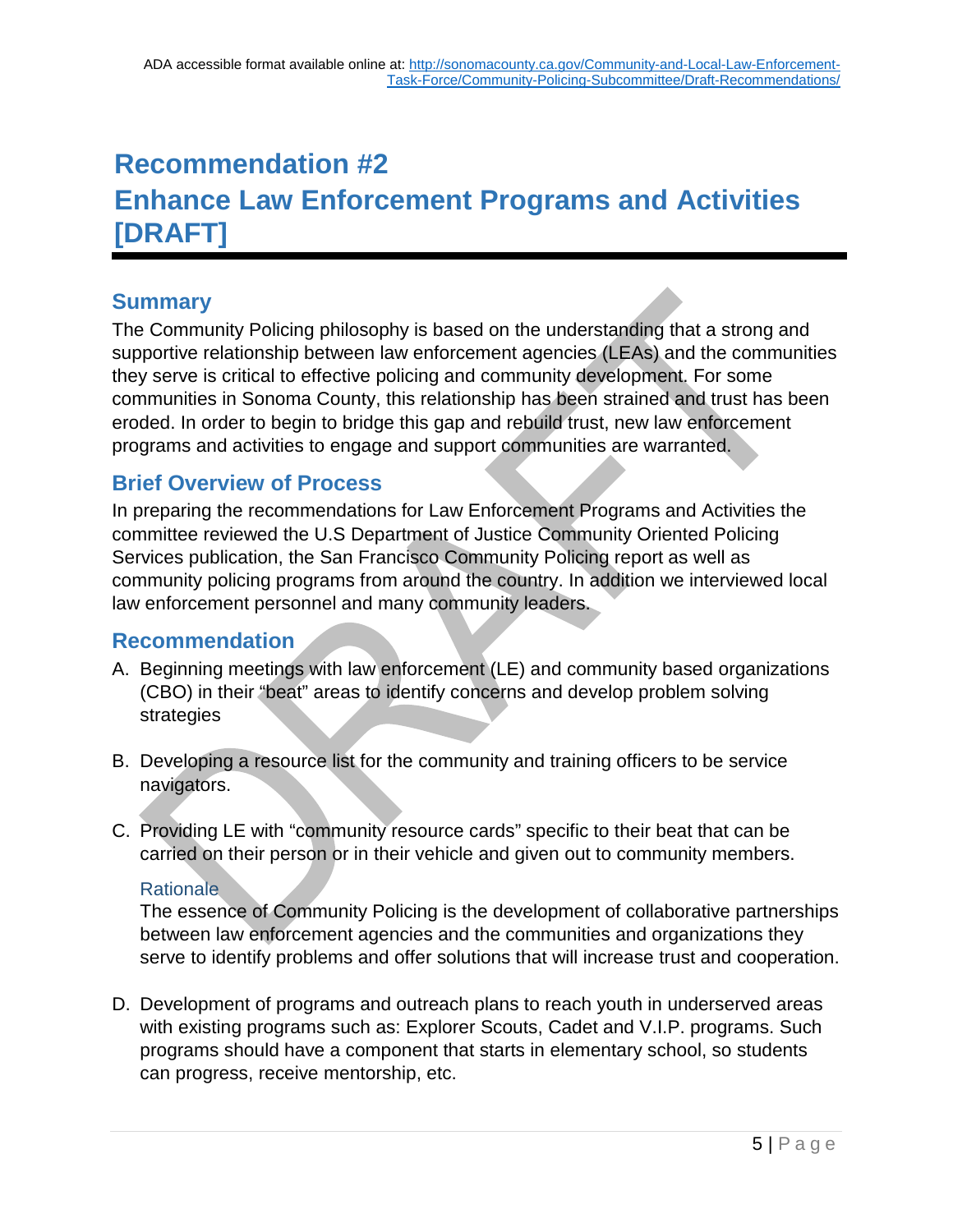ADA accessible format available online at: http://sonomacounty.ca.gov/Community-and-Local-Law-Enforcement-Task-Force/Community-Policing-Subcommittee/Draft-Recommendations/

# Recommendation #2
# Enhance Law Enforcement Programs and Activities [DRAFT]

## Summary

The Community Policing philosophy is based on the understanding that a strong and supportive relationship between law enforcement agencies (LEAs) and the communities they serve is critical to effective policing and community development. For some communities in Sonoma County, this relationship has been strained and trust has been eroded. In order to begin to bridge this gap and rebuild trust, new law enforcement programs and activities to engage and support communities are warranted.

## Brief Overview of Process

In preparing the recommendations for Law Enforcement Programs and Activities the committee reviewed the U.S Department of Justice Community Oriented Policing Services publication, the San Francisco Community Policing report as well as community policing programs from around the country. In addition we interviewed local law enforcement personnel and many community leaders.

## Recommendation

A. Beginning meetings with law enforcement (LE) and community based organizations (CBO) in their "beat" areas to identify concerns and develop problem solving strategies

B. Developing a resource list for the community and training officers to be service navigators.

C. Providing LE with "community resource cards" specific to their beat that can be carried on their person or in their vehicle and given out to community members.

### Rationale

The essence of Community Policing is the development of collaborative partnerships between law enforcement agencies and the communities and organizations they serve to identify problems and offer solutions that will increase trust and cooperation.

D. Development of programs and outreach plans to reach youth in underserved areas with existing programs such as: Explorer Scouts, Cadet and V.I.P. programs. Such programs should have a component that starts in elementary school, so students can progress, receive mentorship, etc.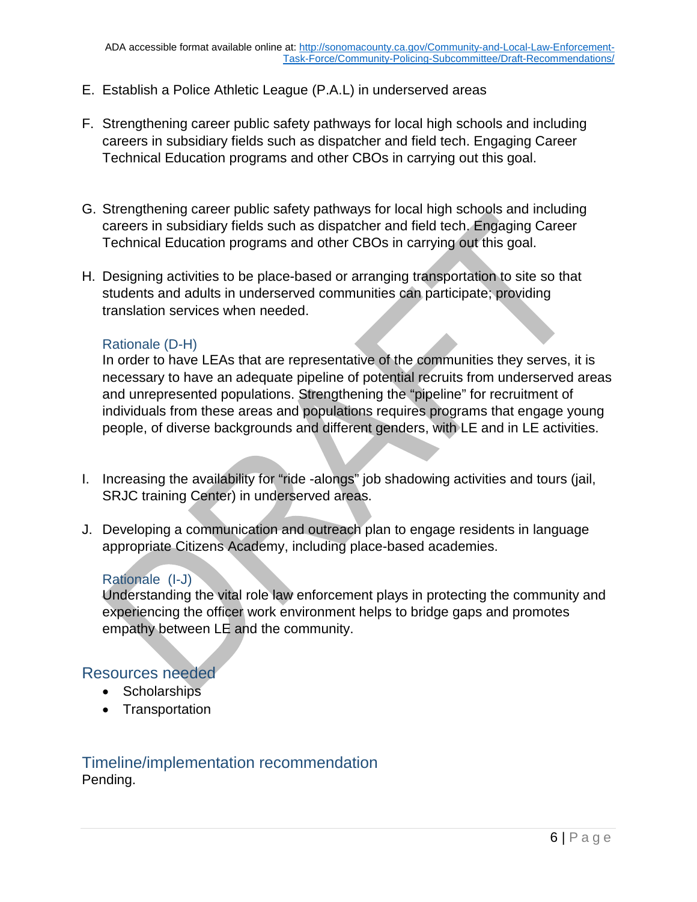E. Establish a Police Athletic League (P.A.L) in underserved areas

F. Strengthening career public safety pathways for local high schools and including careers in subsidiary fields such as dispatcher and field tech. Engaging Career Technical Education programs and other CBOs in carrying out this goal.

G. Strengthening career public safety pathways for local high schools and including careers in subsidiary fields such as dispatcher and field tech. Engaging Career Technical Education programs and other CBOs in carrying out this goal.

H. Designing activities to be place-based or arranging transportation to site so that students and adults in underserved communities can participate; providing translation services when needed.

### Rationale (D-H)

In order to have LEAs that are representative of the communities they serves, it is necessary to have an adequate pipeline of potential recruits from underserved areas and unrepresented populations. Strengthening the "pipeline" for recruitment of individuals from these areas and populations requires programs that engage young people, of diverse backgrounds and different genders, with LE and in LE activities.

I. Increasing the availability for "ride -alongs" job shadowing activities and tours (jail, SRJC training Center) in underserved areas.

J. Developing a communication and outreach plan to engage residents in language appropriate Citizens Academy, including place-based academies.

### Rationale (I-J)

Understanding the vital role law enforcement plays in protecting the community and experiencing the officer work environment helps to bridge gaps and promotes empathy between LE and the community.

## Resources needed

- Scholarships
- Transportation

## Timeline/implementation recommendation

Pending.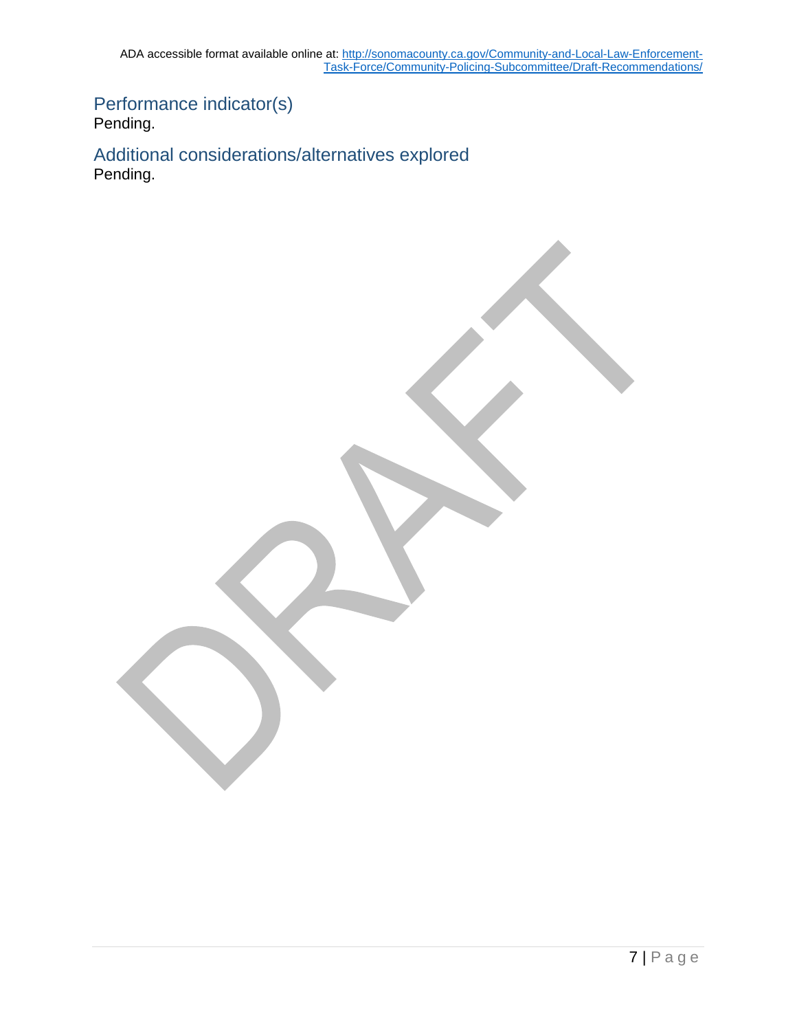## Performance indicator(s)

Pending.

## Additional considerations/alternatives explored

Pending.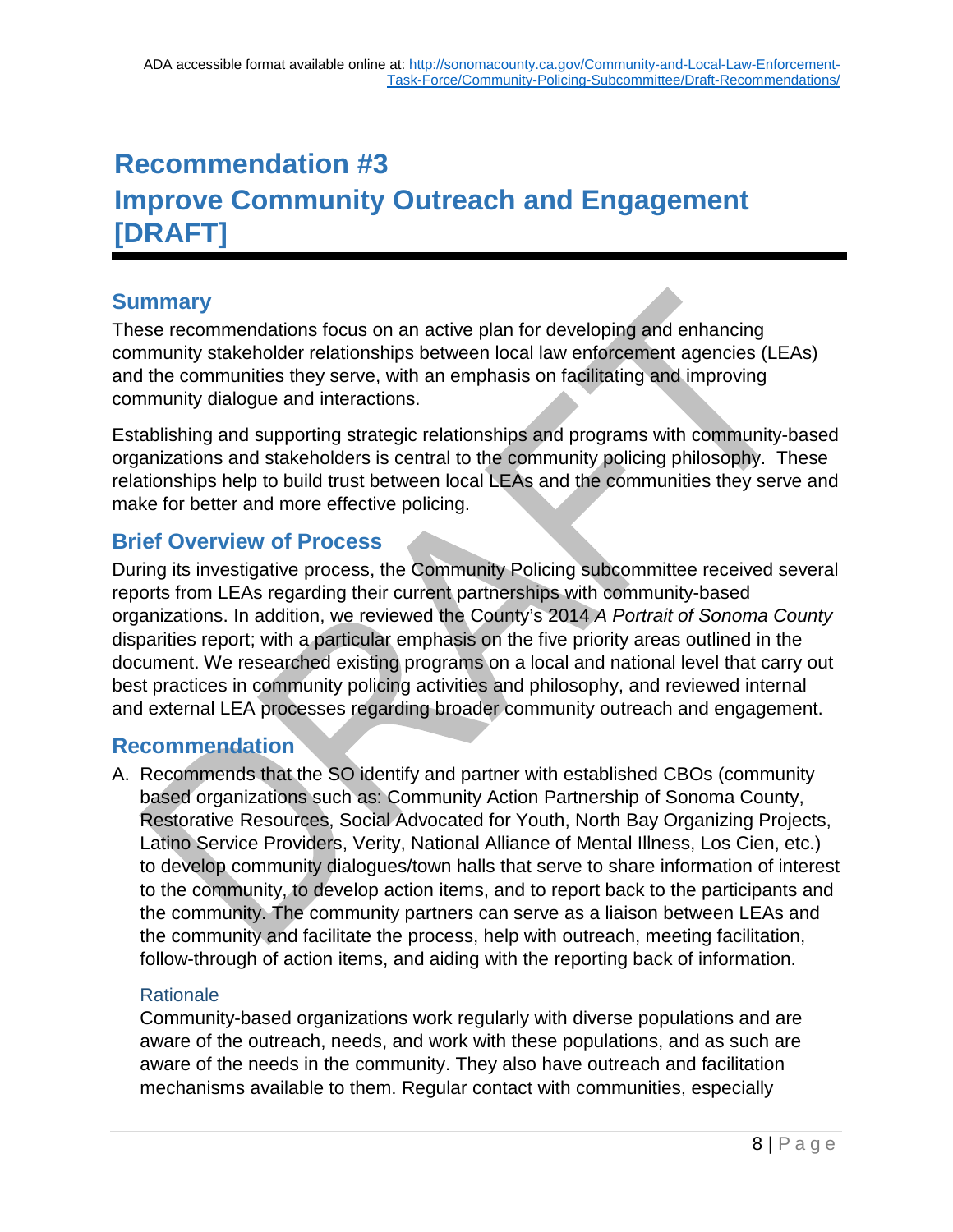ADA accessible format available online at: http://sonomacounty.ca.gov/Community-and-Local-Law-Enforcement-Task-Force/Community-Policing-Subcommittee/Draft-Recommendations/

# Recommendation #3 Improve Community Outreach and Engagement [DRAFT]

## Summary

These recommendations focus on an active plan for developing and enhancing community stakeholder relationships between local law enforcement agencies (LEAs) and the communities they serve, with an emphasis on facilitating and improving community dialogue and interactions.

Establishing and supporting strategic relationships and programs with community-based organizations and stakeholders is central to the community policing philosophy. These relationships help to build trust between local LEAs and the communities they serve and make for better and more effective policing.

## Brief Overview of Process

During its investigative process, the Community Policing subcommittee received several reports from LEAs regarding their current partnerships with community-based organizations. In addition, we reviewed the County's 2014 *A Portrait of Sonoma County* disparities report; with a particular emphasis on the five priority areas outlined in the document. We researched existing programs on a local and national level that carry out best practices in community policing activities and philosophy, and reviewed internal and external LEA processes regarding broader community outreach and engagement.

## Recommendation

A. Recommends that the SO identify and partner with established CBOs (community based organizations such as: Community Action Partnership of Sonoma County, Restorative Resources, Social Advocated for Youth, North Bay Organizing Projects, Latino Service Providers, Verity, National Alliance of Mental Illness, Los Cien, etc.) to develop community dialogues/town halls that serve to share information of interest to the community, to develop action items, and to report back to the participants and the community. The community partners can serve as a liaison between LEAs and the community and facilitate the process, help with outreach, meeting facilitation, follow-through of action items, and aiding with the reporting back of information.

### Rationale

Community-based organizations work regularly with diverse populations and are aware of the outreach, needs, and work with these populations, and as such are aware of the needs in the community. They also have outreach and facilitation mechanisms available to them. Regular contact with communities, especially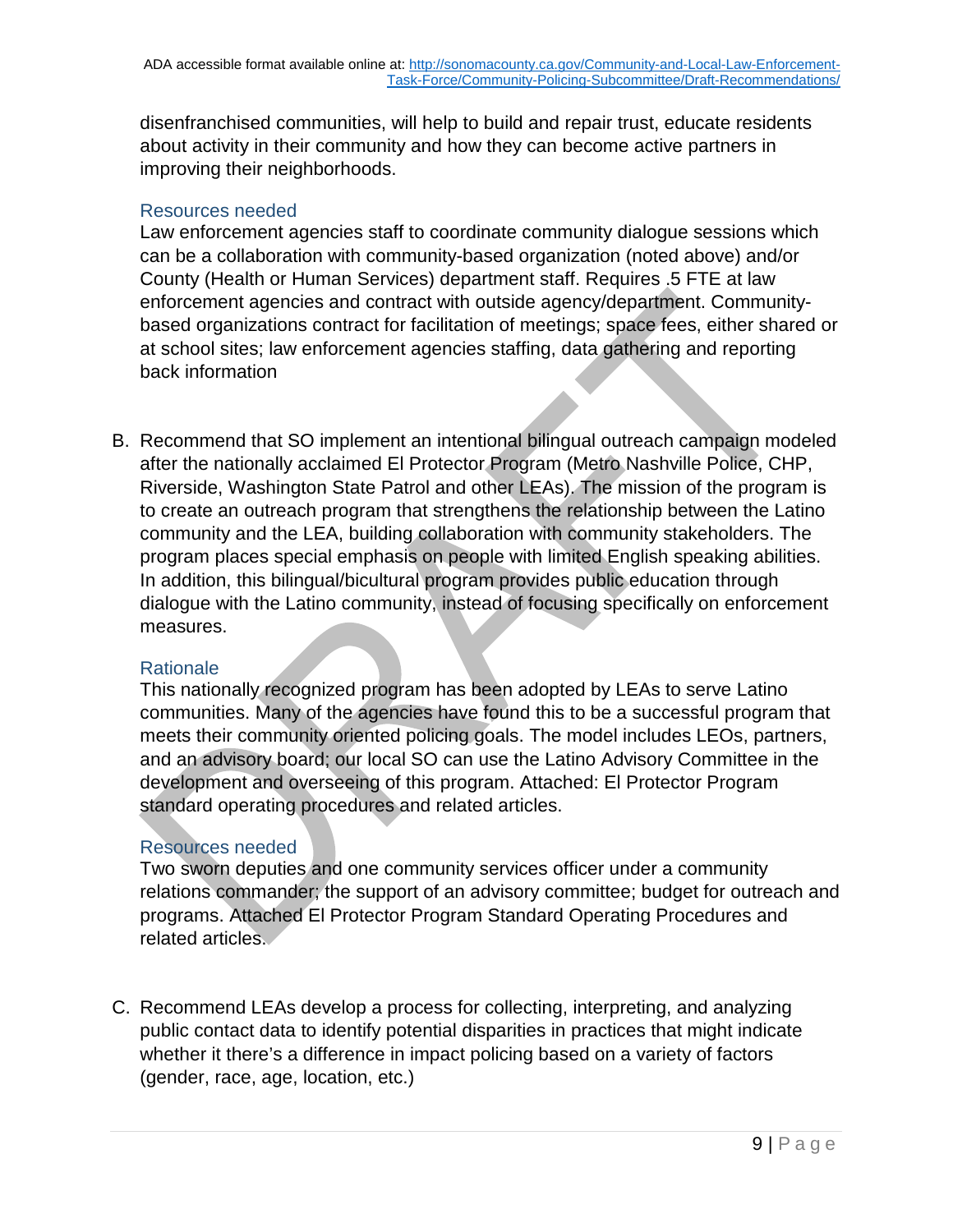disenfranchised communities, will help to build and repair trust, educate residents about activity in their community and how they can become active partners in improving their neighborhoods.

### Resources needed

Law enforcement agencies staff to coordinate community dialogue sessions which can be a collaboration with community-based organization (noted above) and/or County (Health or Human Services) department staff. Requires .5 FTE at law enforcement agencies and contract with outside agency/department. Community-based organizations contract for facilitation of meetings; space fees, either shared or at school sites; law enforcement agencies staffing, data gathering and reporting back information

B. Recommend that SO implement an intentional bilingual outreach campaign modeled after the nationally acclaimed El Protector Program (Metro Nashville Police, CHP, Riverside, Washington State Patrol and other LEAs). The mission of the program is to create an outreach program that strengthens the relationship between the Latino community and the LEA, building collaboration with community stakeholders. The program places special emphasis on people with limited English speaking abilities. In addition, this bilingual/bicultural program provides public education through dialogue with the Latino community, instead of focusing specifically on enforcement measures.

### Rationale

This nationally recognized program has been adopted by LEAs to serve Latino communities. Many of the agencies have found this to be a successful program that meets their community oriented policing goals. The model includes LEOs, partners, and an advisory board; our local SO can use the Latino Advisory Committee in the development and overseeing of this program. Attached: El Protector Program standard operating procedures and related articles.

### Resources needed

Two sworn deputies and one community services officer under a community relations commander; the support of an advisory committee; budget for outreach and programs. Attached El Protector Program Standard Operating Procedures and related articles.

C. Recommend LEAs develop a process for collecting, interpreting, and analyzing public contact data to identify potential disparities in practices that might indicate whether it there's a difference in impact policing based on a variety of factors (gender, race, age, location, etc.)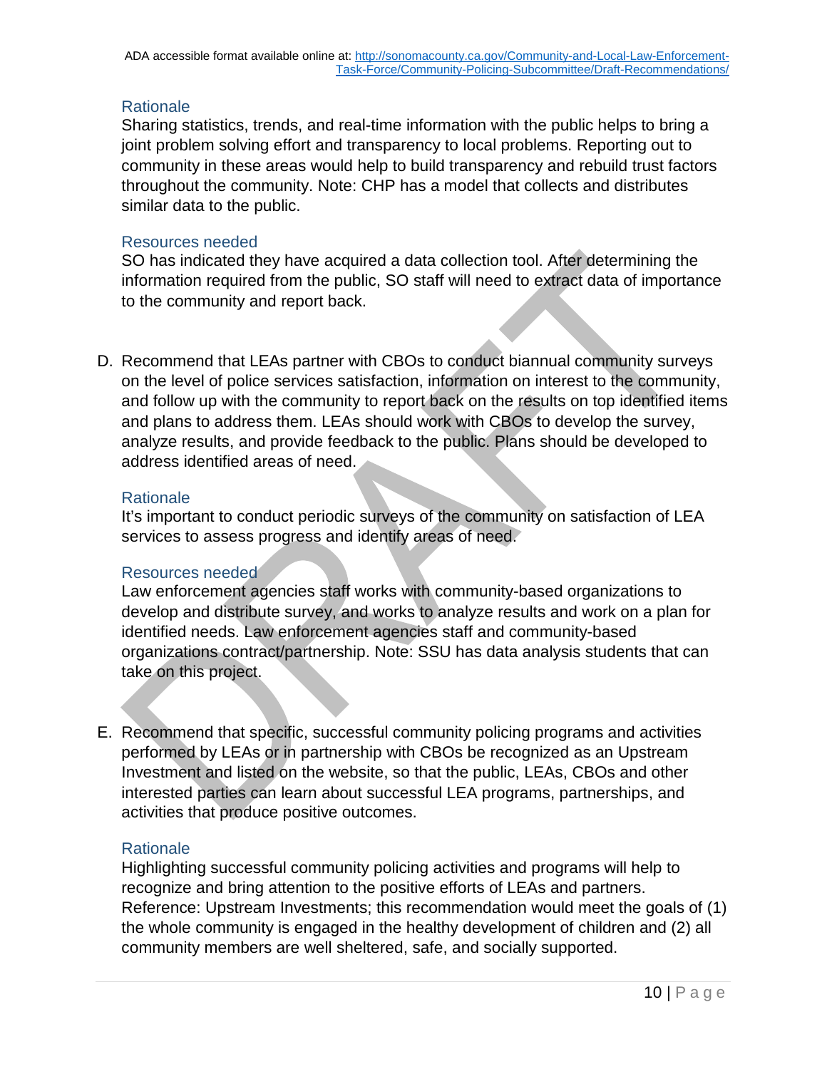ADA accessible format available online at: http://sonomacounty.ca.gov/Community-and-Local-Law-Enforcement-Task-Force/Community-Policing-Subcommittee/Draft-Recommendations/

### Rationale

Sharing statistics, trends, and real-time information with the public helps to bring a joint problem solving effort and transparency to local problems. Reporting out to community in these areas would help to build transparency and rebuild trust factors throughout the community. Note: CHP has a model that collects and distributes similar data to the public.

### Resources needed

SO has indicated they have acquired a data collection tool. After determining the information required from the public, SO staff will need to extract data of importance to the community and report back.

D. Recommend that LEAs partner with CBOs to conduct biannual community surveys on the level of police services satisfaction, information on interest to the community, and follow up with the community to report back on the results on top identified items and plans to address them. LEAs should work with CBOs to develop the survey, analyze results, and provide feedback to the public. Plans should be developed to address identified areas of need.

### Rationale

It's important to conduct periodic surveys of the community on satisfaction of LEA services to assess progress and identify areas of need.

### Resources needed

Law enforcement agencies staff works with community-based organizations to develop and distribute survey, and works to analyze results and work on a plan for identified needs. Law enforcement agencies staff and community-based organizations contract/partnership. Note: SSU has data analysis students that can take on this project.

E. Recommend that specific, successful community policing programs and activities performed by LEAs or in partnership with CBOs be recognized as an Upstream Investment and listed on the website, so that the public, LEAs, CBOs and other interested parties can learn about successful LEA programs, partnerships, and activities that produce positive outcomes.

### Rationale

Highlighting successful community policing activities and programs will help to recognize and bring attention to the positive efforts of LEAs and partners. Reference: Upstream Investments; this recommendation would meet the goals of (1) the whole community is engaged in the healthy development of children and (2) all community members are well sheltered, safe, and socially supported.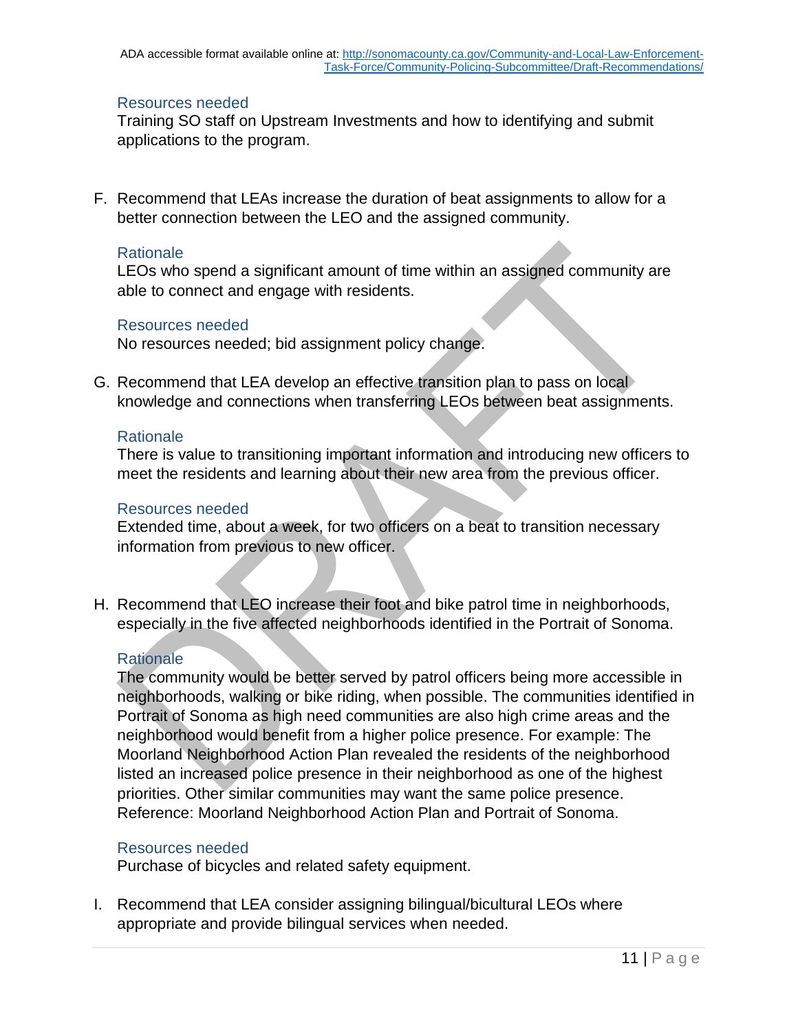ADA accessible format available online at: http://sonomacounty.ca.gov/Community-and-Local-Law-Enforcement-Task-Force/Community-Policing-Subcommittee/Draft-Recommendations/

#### Resources needed

Training SO staff on Upstream Investments and how to identifying and submit applications to the program.

F. Recommend that LEAs increase the duration of beat assignments to allow for a better connection between the LEO and the assigned community.

#### Rationale

LEOs who spend a significant amount of time within an assigned community are able to connect and engage with residents.

#### Resources needed

No resources needed; bid assignment policy change.

G. Recommend that LEA develop an effective transition plan to pass on local knowledge and connections when transferring LEOs between beat assignments.

#### Rationale

There is value to transitioning important information and introducing new officers to meet the residents and learning about their new area from the previous officer.

#### Resources needed

Extended time, about a week, for two officers on a beat to transition necessary information from previous to new officer.

H. Recommend that LEO increase their foot and bike patrol time in neighborhoods, especially in the five affected neighborhoods identified in the Portrait of Sonoma.

#### Rationale

The community would be better served by patrol officers being more accessible in neighborhoods, walking or bike riding, when possible. The communities identified in Portrait of Sonoma as high need communities are also high crime areas and the neighborhood would benefit from a higher police presence. For example: The Moorland Neighborhood Action Plan revealed the residents of the neighborhood listed an increased police presence in their neighborhood as one of the highest priorities. Other similar communities may want the same police presence. Reference: Moorland Neighborhood Action Plan and Portrait of Sonoma.

#### Resources needed

Purchase of bicycles and related safety equipment.

I. Recommend that LEA consider assigning bilingual/bicultural LEOs where appropriate and provide bilingual services when needed.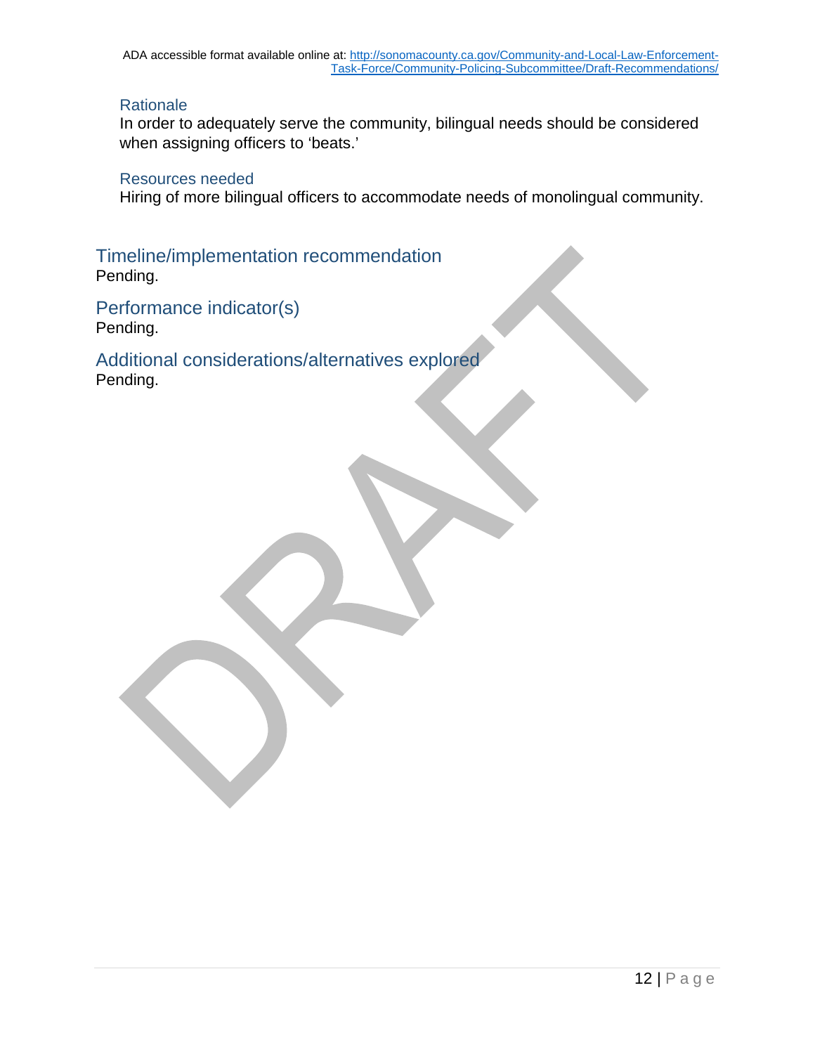#### Rationale

In order to adequately serve the community, bilingual needs should be considered when assigning officers to 'beats.'

#### Resources needed

Hiring of more bilingual officers to accommodate needs of monolingual community.

### Timeline/implementation recommendation

Pending.

### Performance indicator(s)

Pending.

### Additional considerations/alternatives explored

Pending.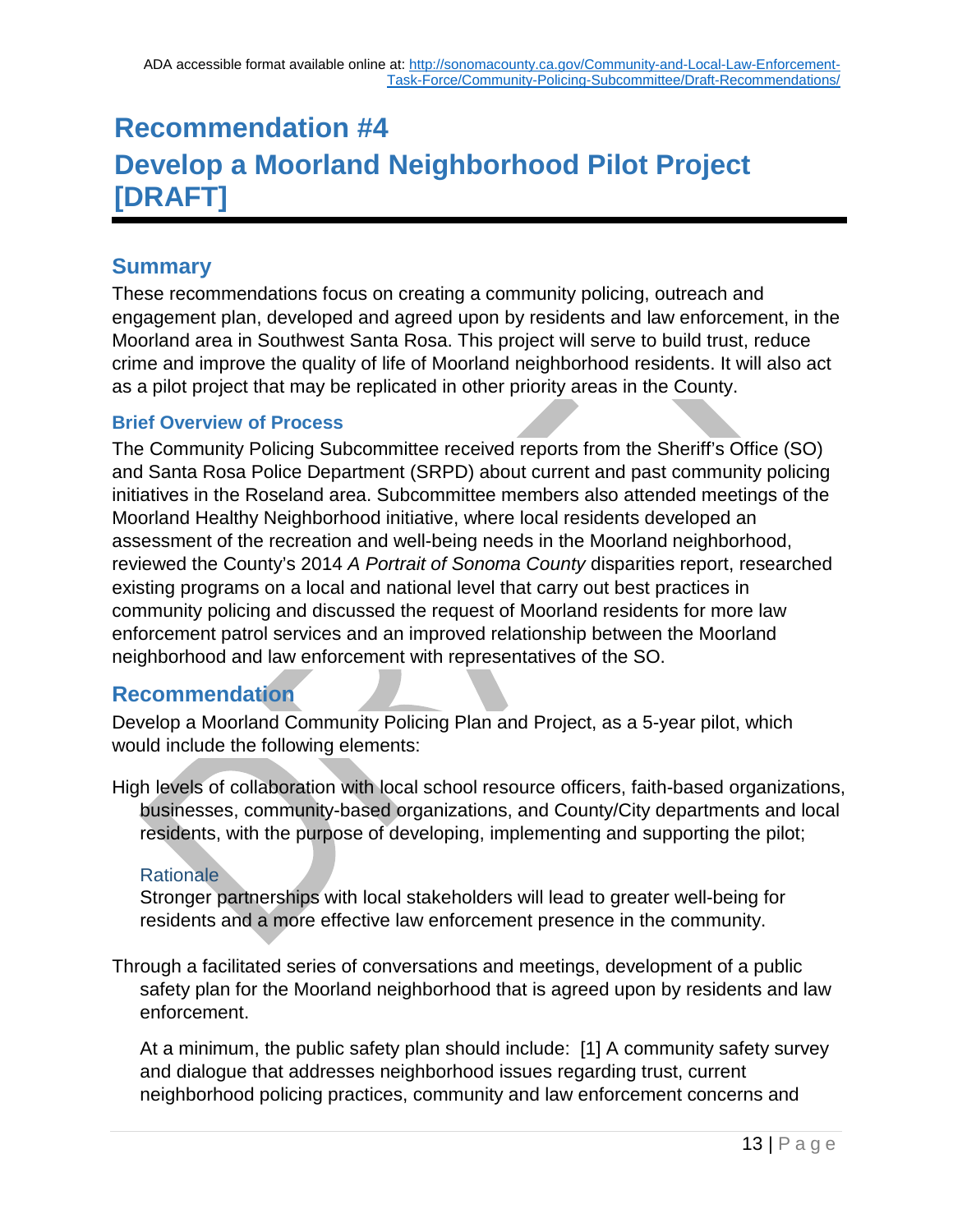ADA accessible format available online at: http://sonomacounty.ca.gov/Community-and-Local-Law-Enforcement-Task-Force/Community-Policing-Subcommittee/Draft-Recommendations/

# Recommendation #4
# Develop a Moorland Neighborhood Pilot Project [DRAFT]

## Summary

These recommendations focus on creating a community policing, outreach and engagement plan, developed and agreed upon by residents and law enforcement, in the Moorland area in Southwest Santa Rosa. This project will serve to build trust, reduce crime and improve the quality of life of Moorland neighborhood residents. It will also act as a pilot project that may be replicated in other priority areas in the County.

### Brief Overview of Process

The Community Policing Subcommittee received reports from the Sheriff's Office (SO) and Santa Rosa Police Department (SRPD) about current and past community policing initiatives in the Roseland area. Subcommittee members also attended meetings of the Moorland Healthy Neighborhood initiative, where local residents developed an assessment of the recreation and well-being needs in the Moorland neighborhood, reviewed the County's 2014 *A Portrait of Sonoma County* disparities report, researched existing programs on a local and national level that carry out best practices in community policing and discussed the request of Moorland residents for more law enforcement patrol services and an improved relationship between the Moorland neighborhood and law enforcement with representatives of the SO.

## Recommendation

Develop a Moorland Community Policing Plan and Project, as a 5-year pilot, which would include the following elements:

High levels of collaboration with local school resource officers, faith-based organizations, businesses, community-based organizations, and County/City departments and local residents, with the purpose of developing, implementing and supporting the pilot;

#### Rationale

Stronger partnerships with local stakeholders will lead to greater well-being for residents and a more effective law enforcement presence in the community.

Through a facilitated series of conversations and meetings, development of a public safety plan for the Moorland neighborhood that is agreed upon by residents and law enforcement.

At a minimum, the public safety plan should include: [1] A community safety survey and dialogue that addresses neighborhood issues regarding trust, current neighborhood policing practices, community and law enforcement concerns and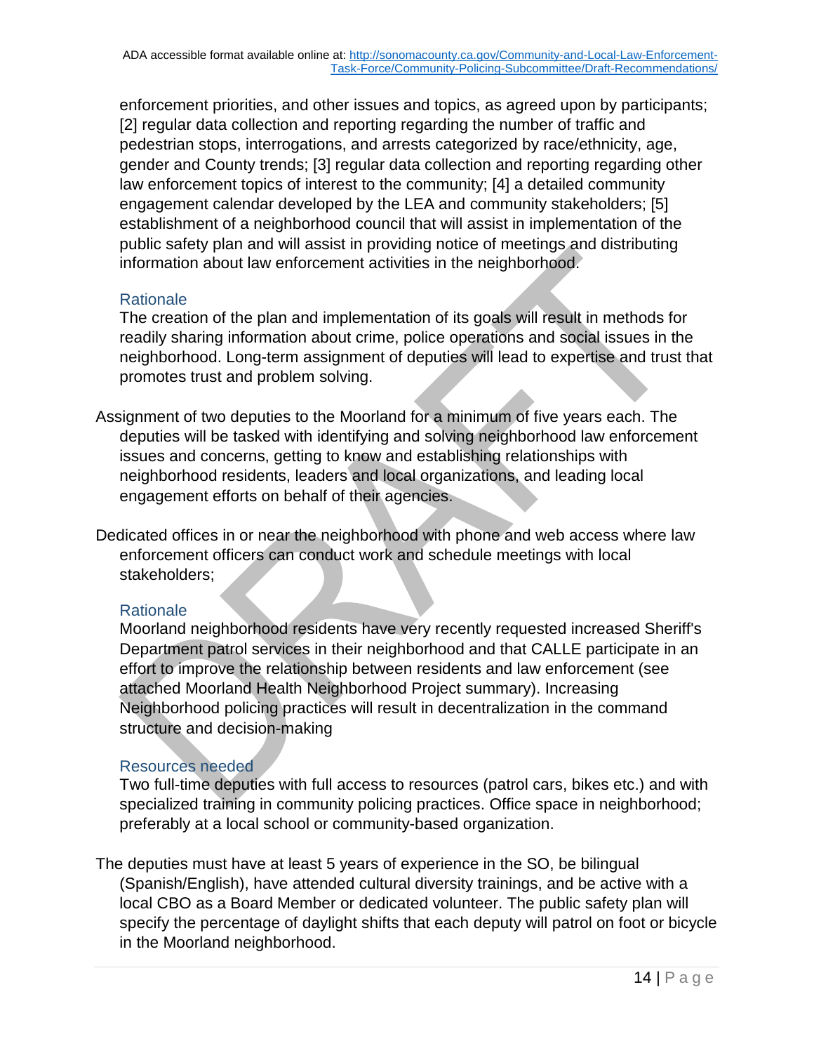enforcement priorities, and other issues and topics, as agreed upon by participants; [2] regular data collection and reporting regarding the number of traffic and pedestrian stops, interrogations, and arrests categorized by race/ethnicity, age, gender and County trends; [3] regular data collection and reporting regarding other law enforcement topics of interest to the community; [4] a detailed community engagement calendar developed by the LEA and community stakeholders; [5] establishment of a neighborhood council that will assist in implementation of the public safety plan and will assist in providing notice of meetings and distributing information about law enforcement activities in the neighborhood.

#### Rationale

The creation of the plan and implementation of its goals will result in methods for readily sharing information about crime, police operations and social issues in the neighborhood. Long-term assignment of deputies will lead to expertise and trust that promotes trust and problem solving.

Assignment of two deputies to the Moorland for a minimum of five years each. The deputies will be tasked with identifying and solving neighborhood law enforcement issues and concerns, getting to know and establishing relationships with neighborhood residents, leaders and local organizations, and leading local engagement efforts on behalf of their agencies.

Dedicated offices in or near the neighborhood with phone and web access where law enforcement officers can conduct work and schedule meetings with local stakeholders;

#### Rationale

Moorland neighborhood residents have very recently requested increased Sheriff's Department patrol services in their neighborhood and that CALLE participate in an effort to improve the relationship between residents and law enforcement (see attached Moorland Health Neighborhood Project summary). Increasing Neighborhood policing practices will result in decentralization in the command structure and decision-making

#### Resources needed

Two full-time deputies with full access to resources (patrol cars, bikes etc.) and with specialized training in community policing practices. Office space in neighborhood; preferably at a local school or community-based organization.

The deputies must have at least 5 years of experience in the SO, be bilingual (Spanish/English), have attended cultural diversity trainings, and be active with a local CBO as a Board Member or dedicated volunteer. The public safety plan will specify the percentage of daylight shifts that each deputy will patrol on foot or bicycle in the Moorland neighborhood.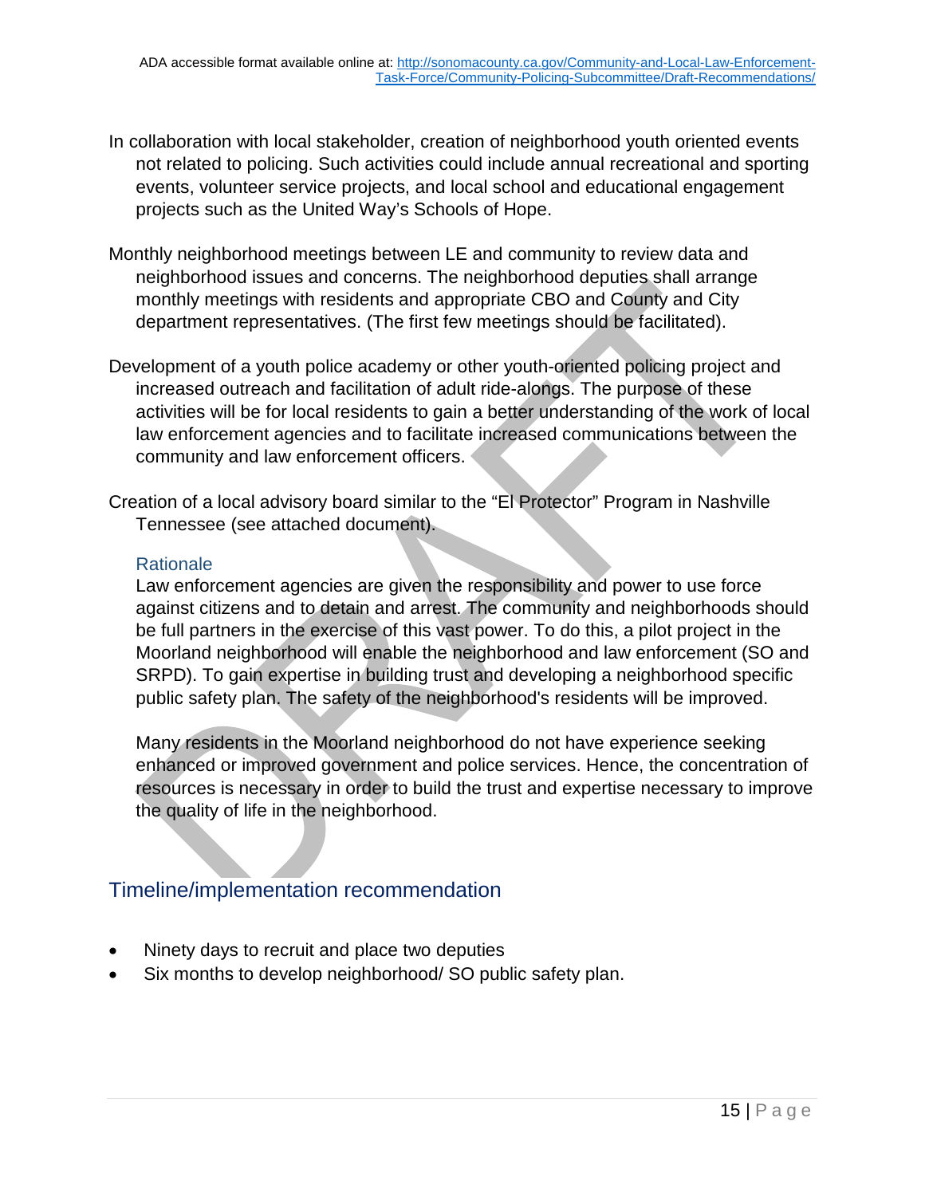In collaboration with local stakeholder, creation of neighborhood youth oriented events not related to policing. Such activities could include annual recreational and sporting events, volunteer service projects, and local school and educational engagement projects such as the United Way's Schools of Hope.

Monthly neighborhood meetings between LE and community to review data and neighborhood issues and concerns. The neighborhood deputies shall arrange monthly meetings with residents and appropriate CBO and County and City department representatives. (The first few meetings should be facilitated).

Development of a youth police academy or other youth-oriented policing project and increased outreach and facilitation of adult ride-alongs. The purpose of these activities will be for local residents to gain a better understanding of the work of local law enforcement agencies and to facilitate increased communications between the community and law enforcement officers.

Creation of a local advisory board similar to the "El Protector" Program in Nashville Tennessee (see attached document).

### Rationale

Law enforcement agencies are given the responsibility and power to use force against citizens and to detain and arrest. The community and neighborhoods should be full partners in the exercise of this vast power. To do this, a pilot project in the Moorland neighborhood will enable the neighborhood and law enforcement (SO and SRPD). To gain expertise in building trust and developing a neighborhood specific public safety plan. The safety of the neighborhood's residents will be improved.

Many residents in the Moorland neighborhood do not have experience seeking enhanced or improved government and police services. Hence, the concentration of resources is necessary in order to build the trust and expertise necessary to improve the quality of life in the neighborhood.

## Timeline/implementation recommendation

- Ninety days to recruit and place two deputies
- Six months to develop neighborhood/ SO public safety plan.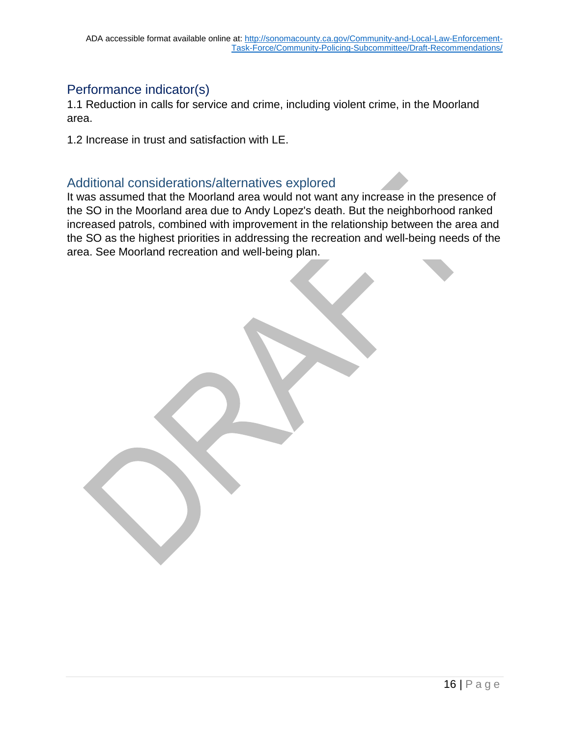## Performance indicator(s)

1.1 Reduction in calls for service and crime, including violent crime, in the Moorland area.

1.2 Increase in trust and satisfaction with LE.

## Additional considerations/alternatives explored

It was assumed that the Moorland area would not want any increase in the presence of the SO in the Moorland area due to Andy Lopez's death. But the neighborhood ranked increased patrols, combined with improvement in the relationship between the area and the SO as the highest priorities in addressing the recreation and well-being needs of the area. See Moorland recreation and well-being plan.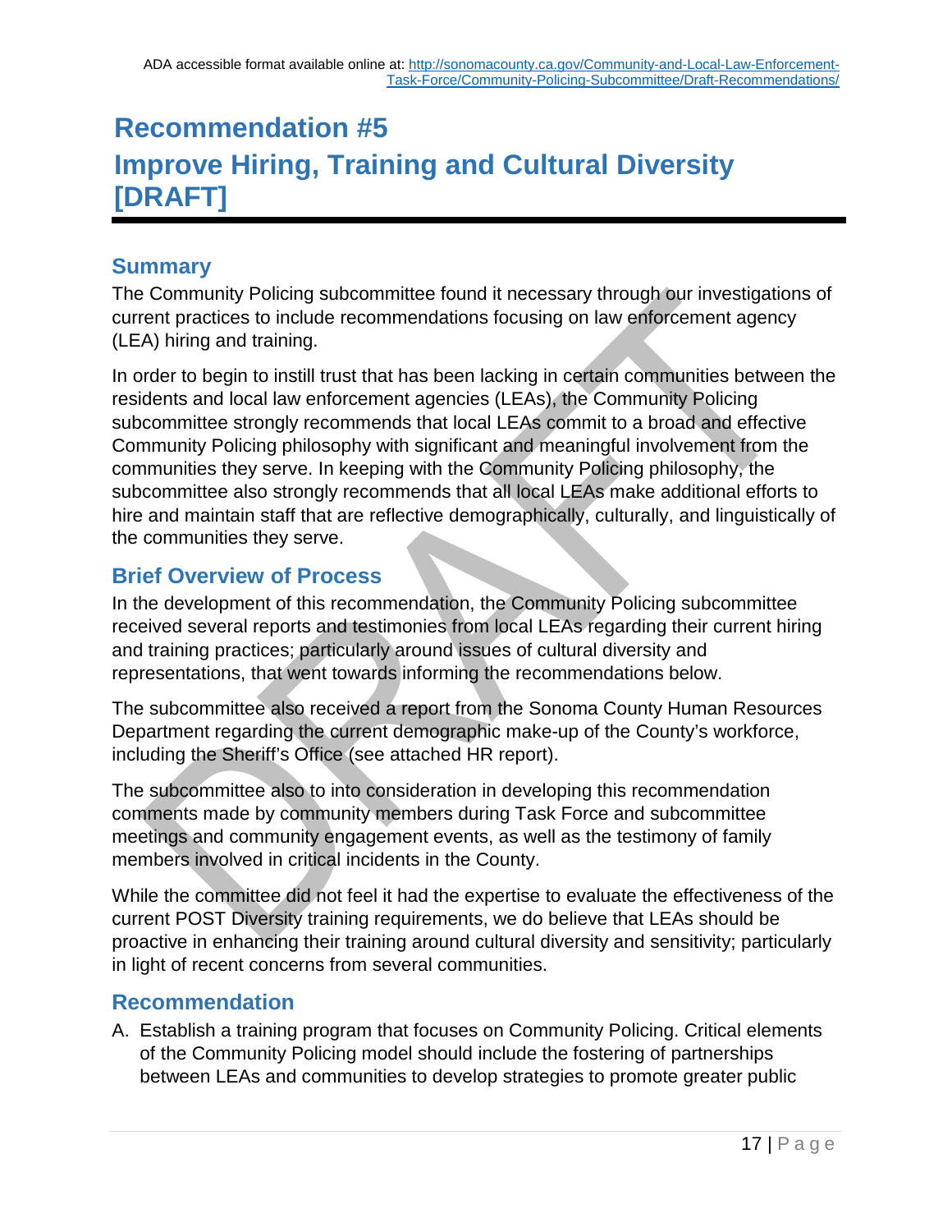ADA accessible format available online at: http://sonomacounty.ca.gov/Community-and-Local-Law-Enforcement-Task-Force/Community-Policing-Subcommittee/Draft-Recommendations/

# Recommendation #5 Improve Hiring, Training and Cultural Diversity [DRAFT]

## Summary

The Community Policing subcommittee found it necessary through our investigations of current practices to include recommendations focusing on law enforcement agency (LEA) hiring and training.

In order to begin to instill trust that has been lacking in certain communities between the residents and local law enforcement agencies (LEAs), the Community Policing subcommittee strongly recommends that local LEAs commit to a broad and effective Community Policing philosophy with significant and meaningful involvement from the communities they serve. In keeping with the Community Policing philosophy, the subcommittee also strongly recommends that all local LEAs make additional efforts to hire and maintain staff that are reflective demographically, culturally, and linguistically of the communities they serve.

## Brief Overview of Process

In the development of this recommendation, the Community Policing subcommittee received several reports and testimonies from local LEAs regarding their current hiring and training practices; particularly around issues of cultural diversity and representations, that went towards informing the recommendations below.

The subcommittee also received a report from the Sonoma County Human Resources Department regarding the current demographic make-up of the County's workforce, including the Sheriff's Office (see attached HR report).

The subcommittee also to into consideration in developing this recommendation comments made by community members during Task Force and subcommittee meetings and community engagement events, as well as the testimony of family members involved in critical incidents in the County.

While the committee did not feel it had the expertise to evaluate the effectiveness of the current POST Diversity training requirements, we do believe that LEAs should be proactive in enhancing their training around cultural diversity and sensitivity; particularly in light of recent concerns from several communities.

## Recommendation

A. Establish a training program that focuses on Community Policing. Critical elements of the Community Policing model should include the fostering of partnerships between LEAs and communities to develop strategies to promote greater public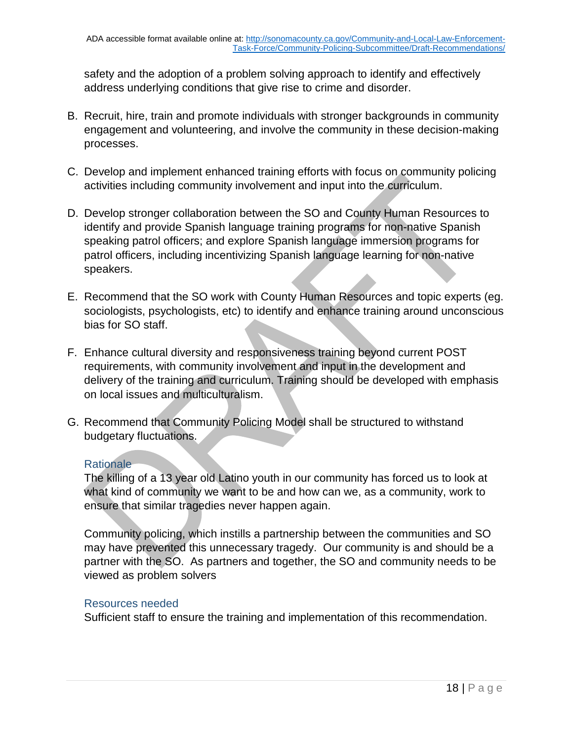safety and the adoption of a problem solving approach to identify and effectively address underlying conditions that give rise to crime and disorder.

B. Recruit, hire, train and promote individuals with stronger backgrounds in community engagement and volunteering, and involve the community in these decision-making processes.

C. Develop and implement enhanced training efforts with focus on community policing activities including community involvement and input into the curriculum.

D. Develop stronger collaboration between the SO and County Human Resources to identify and provide Spanish language training programs for non-native Spanish speaking patrol officers; and explore Spanish language immersion programs for patrol officers, including incentivizing Spanish language learning for non-native speakers.

E. Recommend that the SO work with County Human Resources and topic experts (eg. sociologists, psychologists, etc) to identify and enhance training around unconscious bias for SO staff.

F. Enhance cultural diversity and responsiveness training beyond current POST requirements, with community involvement and input in the development and delivery of the training and curriculum. Training should be developed with emphasis on local issues and multiculturalism.

G. Recommend that Community Policing Model shall be structured to withstand budgetary fluctuations.

### Rationale

The killing of a 13 year old Latino youth in our community has forced us to look at what kind of community we want to be and how can we, as a community, work to ensure that similar tragedies never happen again.

Community policing, which instills a partnership between the communities and SO may have prevented this unnecessary tragedy. Our community is and should be a partner with the SO. As partners and together, the SO and community needs to be viewed as problem solvers

### Resources needed

Sufficient staff to ensure the training and implementation of this recommendation.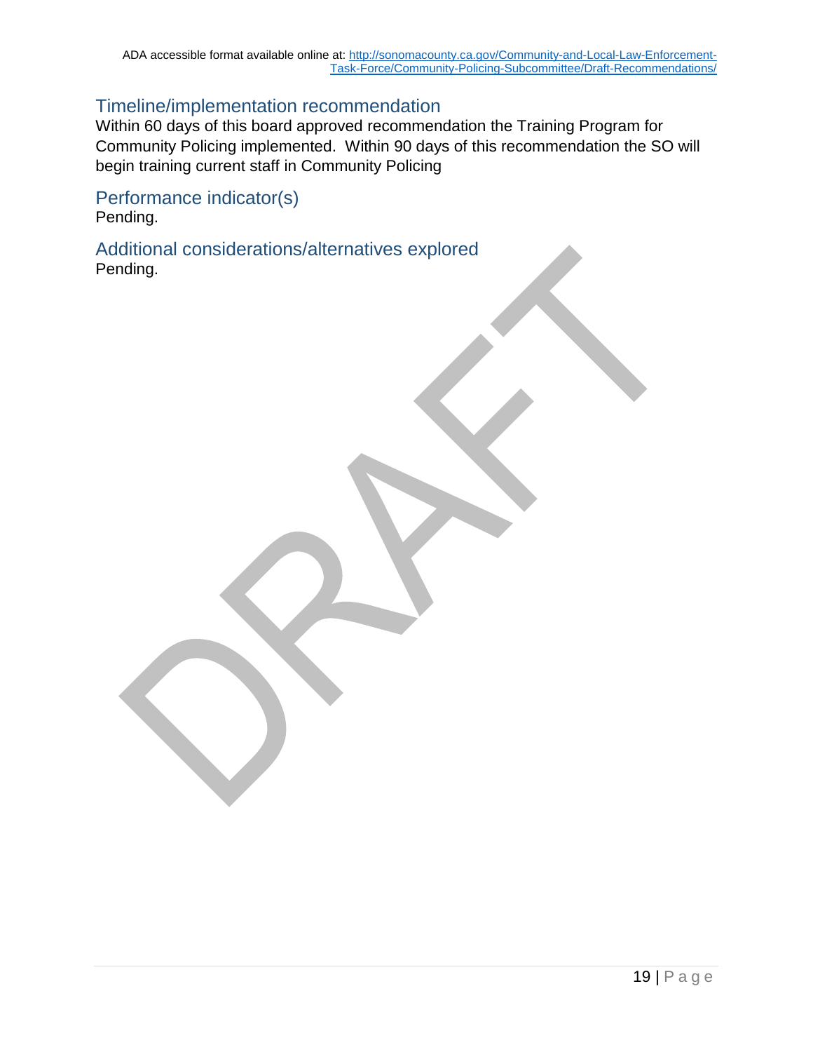## Timeline/implementation recommendation

Within 60 days of this board approved recommendation the Training Program for Community Policing implemented. Within 90 days of this recommendation the SO will begin training current staff in Community Policing

## Performance indicator(s)

Pending.

## Additional considerations/alternatives explored

Pending.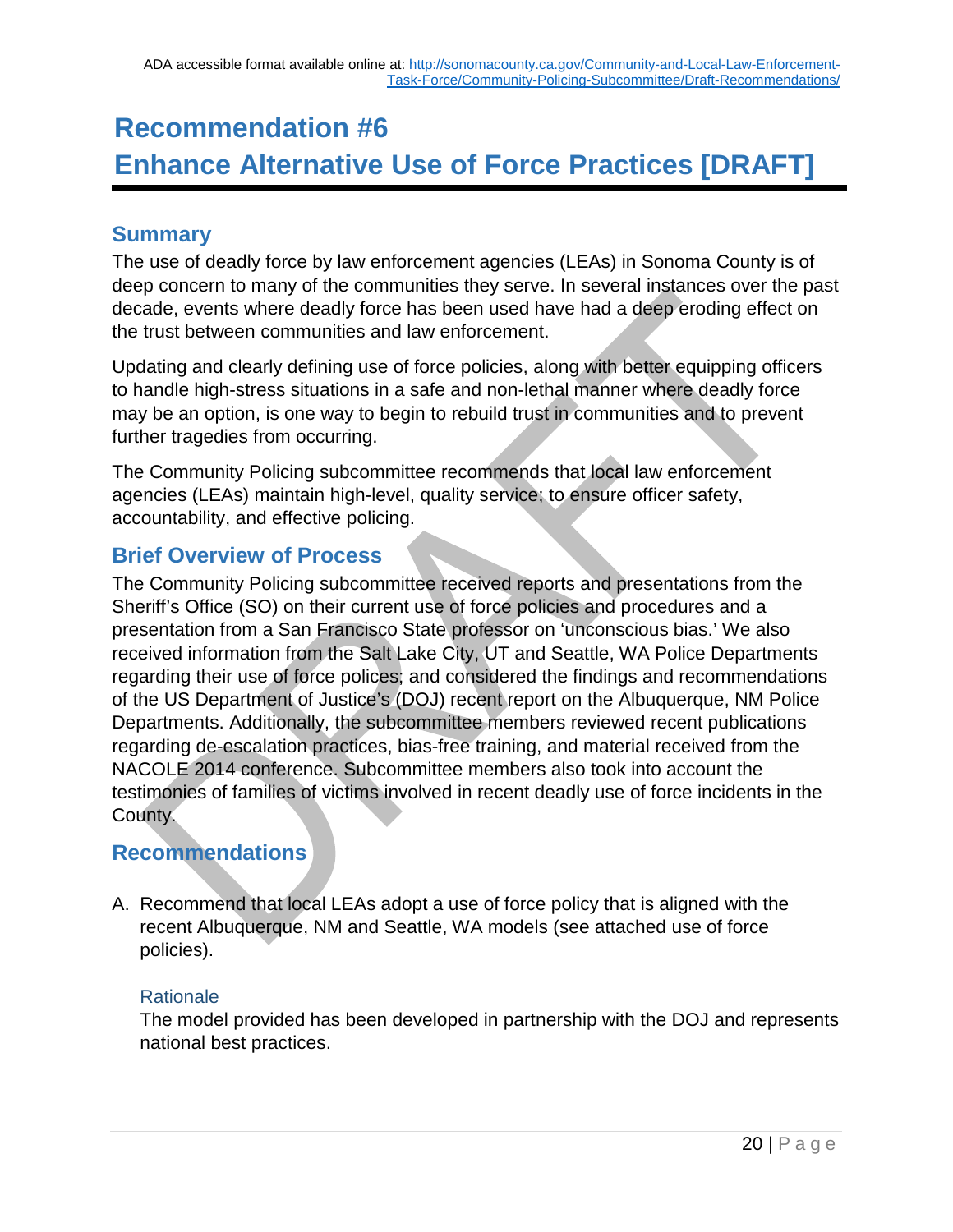ADA accessible format available online at: http://sonomacounty.ca.gov/Community-and-Local-Law-Enforcement-Task-Force/Community-Policing-Subcommittee/Draft-Recommendations/

# Recommendation #6
# Enhance Alternative Use of Force Practices [DRAFT]

## Summary

The use of deadly force by law enforcement agencies (LEAs) in Sonoma County is of deep concern to many of the communities they serve. In several instances over the past decade, events where deadly force has been used have had a deep eroding effect on the trust between communities and law enforcement.

Updating and clearly defining use of force policies, along with better equipping officers to handle high-stress situations in a safe and non-lethal manner where deadly force may be an option, is one way to begin to rebuild trust in communities and to prevent further tragedies from occurring.

The Community Policing subcommittee recommends that local law enforcement agencies (LEAs) maintain high-level, quality service; to ensure officer safety, accountability, and effective policing.

## Brief Overview of Process

The Community Policing subcommittee received reports and presentations from the Sheriff's Office (SO) on their current use of force policies and procedures and a presentation from a San Francisco State professor on 'unconscious bias.' We also received information from the Salt Lake City, UT and Seattle, WA Police Departments regarding their use of force polices; and considered the findings and recommendations of the US Department of Justice's (DOJ) recent report on the Albuquerque, NM Police Departments. Additionally, the subcommittee members reviewed recent publications regarding de-escalation practices, bias-free training, and material received from the NACOLE 2014 conference. Subcommittee members also took into account the testimonies of families of victims involved in recent deadly use of force incidents in the County.

## Recommendations

A. Recommend that local LEAs adopt a use of force policy that is aligned with the recent Albuquerque, NM and Seattle, WA models (see attached use of force policies).

### Rationale

The model provided has been developed in partnership with the DOJ and represents national best practices.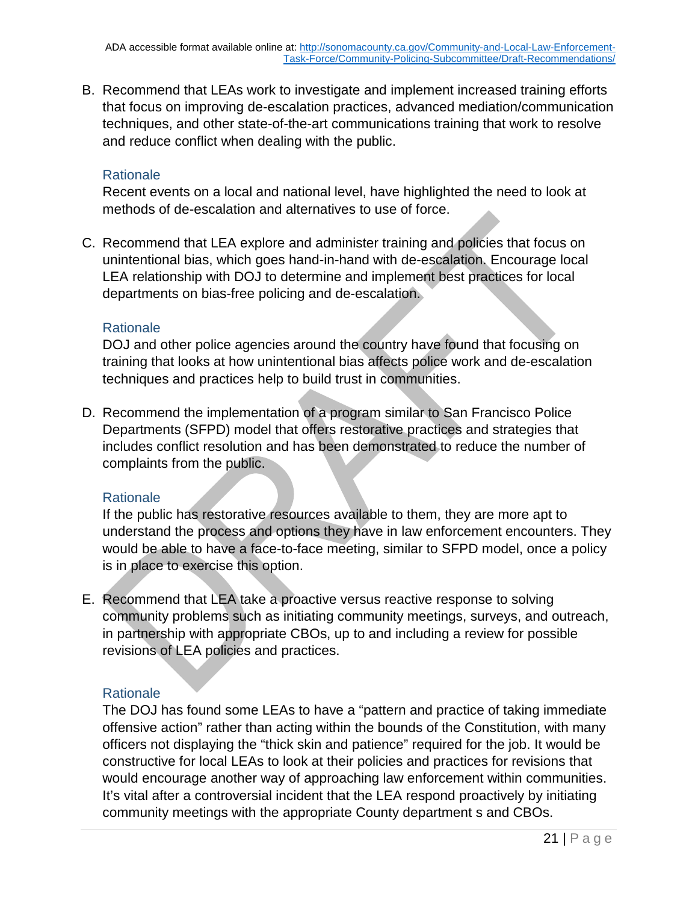B. Recommend that LEAs work to investigate and implement increased training efforts that focus on improving de-escalation practices, advanced mediation/communication techniques, and other state-of-the-art communications training that work to resolve and reduce conflict when dealing with the public.

### Rationale

Recent events on a local and national level, have highlighted the need to look at methods of de-escalation and alternatives to use of force.

C. Recommend that LEA explore and administer training and policies that focus on unintentional bias, which goes hand-in-hand with de-escalation. Encourage local LEA relationship with DOJ to determine and implement best practices for local departments on bias-free policing and de-escalation.

### Rationale

DOJ and other police agencies around the country have found that focusing on training that looks at how unintentional bias affects police work and de-escalation techniques and practices help to build trust in communities.

D. Recommend the implementation of a program similar to San Francisco Police Departments (SFPD) model that offers restorative practices and strategies that includes conflict resolution and has been demonstrated to reduce the number of complaints from the public.

### Rationale

If the public has restorative resources available to them, they are more apt to understand the process and options they have in law enforcement encounters. They would be able to have a face-to-face meeting, similar to SFPD model, once a policy is in place to exercise this option.

E. Recommend that LEA take a proactive versus reactive response to solving community problems such as initiating community meetings, surveys, and outreach, in partnership with appropriate CBOs, up to and including a review for possible revisions of LEA policies and practices.

### Rationale

The DOJ has found some LEAs to have a "pattern and practice of taking immediate offensive action" rather than acting within the bounds of the Constitution, with many officers not displaying the "thick skin and patience" required for the job. It would be constructive for local LEAs to look at their policies and practices for revisions that would encourage another way of approaching law enforcement within communities. It's vital after a controversial incident that the LEA respond proactively by initiating community meetings with the appropriate County department s and CBOs.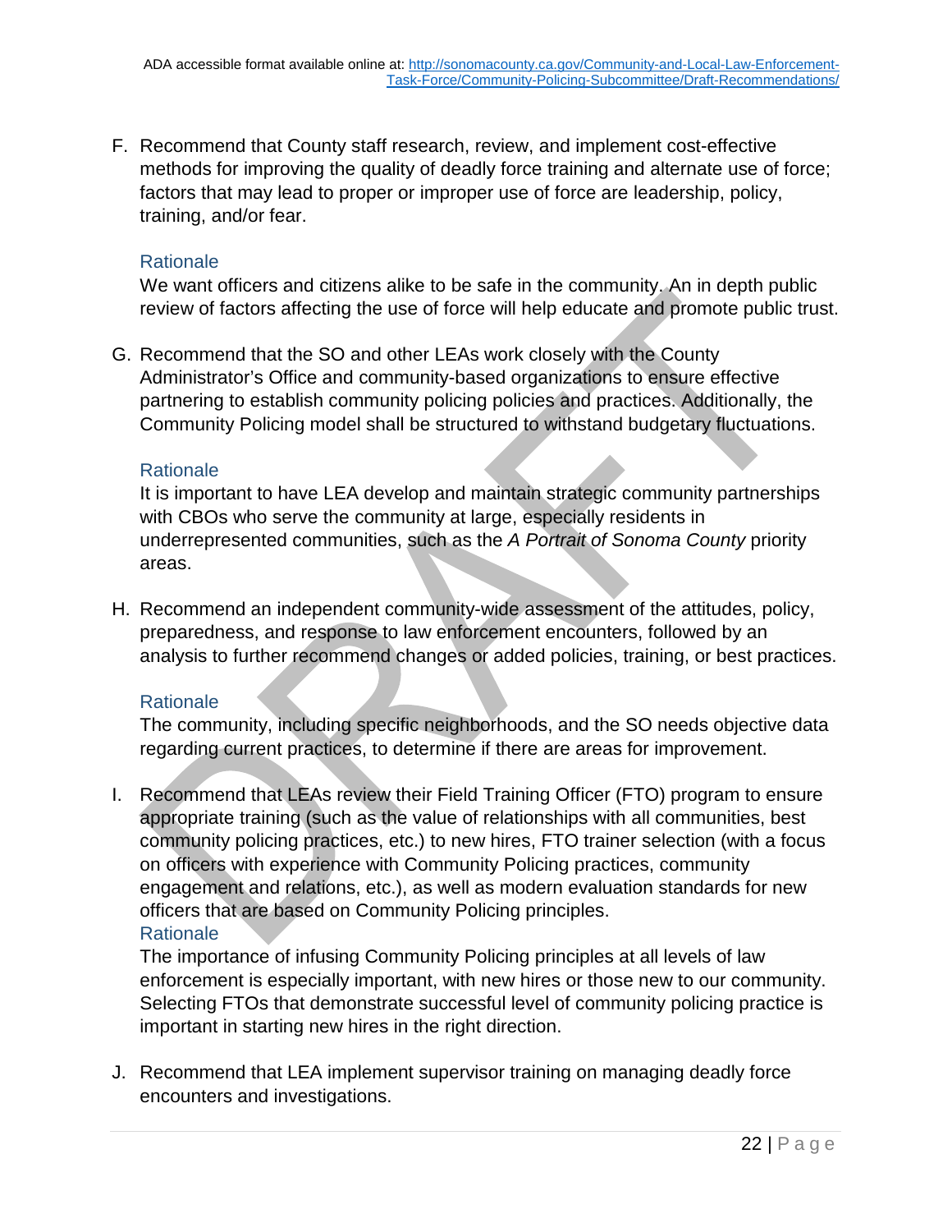F. Recommend that County staff research, review, and implement cost-effective methods for improving the quality of deadly force training and alternate use of force; factors that may lead to proper or improper use of force are leadership, policy, training, and/or fear.

   Rationale

   We want officers and citizens alike to be safe in the community. An in depth public review of factors affecting the use of force will help educate and promote public trust.

G. Recommend that the SO and other LEAs work closely with the County Administrator's Office and community-based organizations to ensure effective partnering to establish community policing policies and practices. Additionally, the Community Policing model shall be structured to withstand budgetary fluctuations.

   Rationale

   It is important to have LEA develop and maintain strategic community partnerships with CBOs who serve the community at large, especially residents in underrepresented communities, such as the *A Portrait of Sonoma County* priority areas.

H. Recommend an independent community-wide assessment of the attitudes, policy, preparedness, and response to law enforcement encounters, followed by an analysis to further recommend changes or added policies, training, or best practices.

   Rationale

   The community, including specific neighborhoods, and the SO needs objective data regarding current practices, to determine if there are areas for improvement.

I. Recommend that LEAs review their Field Training Officer (FTO) program to ensure appropriate training (such as the value of relationships with all communities, best community policing practices, etc.) to new hires, FTO trainer selection (with a focus on officers with experience with Community Policing practices, community engagement and relations, etc.), as well as modern evaluation standards for new officers that are based on Community Policing principles.

   Rationale

   The importance of infusing Community Policing principles at all levels of law enforcement is especially important, with new hires or those new to our community. Selecting FTOs that demonstrate successful level of community policing practice is important in starting new hires in the right direction.

J. Recommend that LEA implement supervisor training on managing deadly force encounters and investigations.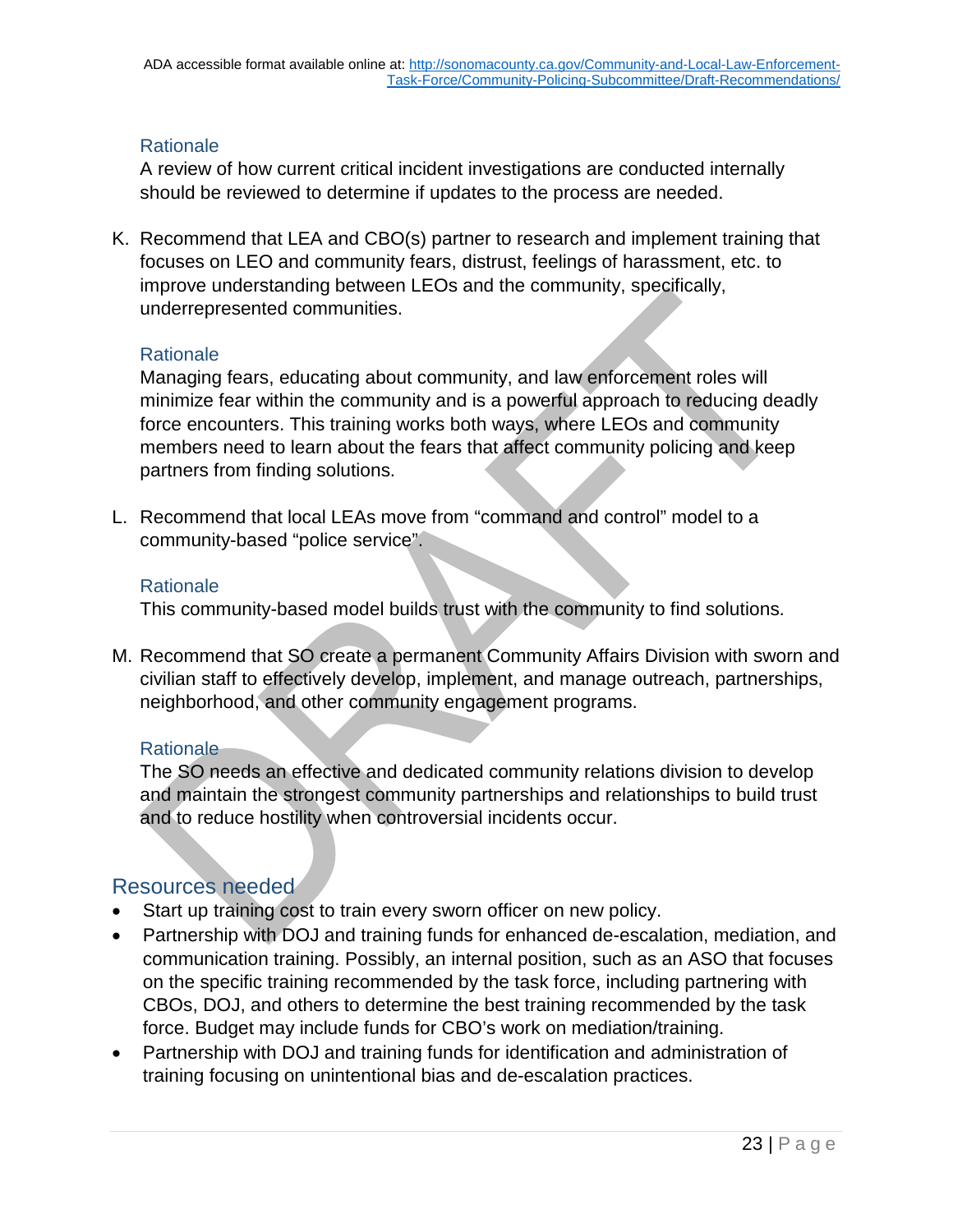#### Rationale

A review of how current critical incident investigations are conducted internally should be reviewed to determine if updates to the process are needed.

K. Recommend that LEA and CBO(s) partner to research and implement training that focuses on LEO and community fears, distrust, feelings of harassment, etc. to improve understanding between LEOs and the community, specifically, underrepresented communities.

#### Rationale

Managing fears, educating about community, and law enforcement roles will minimize fear within the community and is a powerful approach to reducing deadly force encounters. This training works both ways, where LEOs and community members need to learn about the fears that affect community policing and keep partners from finding solutions.

L. Recommend that local LEAs move from "command and control" model to a community-based "police service".

#### Rationale

This community-based model builds trust with the community to find solutions.

M. Recommend that SO create a permanent Community Affairs Division with sworn and civilian staff to effectively develop, implement, and manage outreach, partnerships, neighborhood, and other community engagement programs.

#### Rationale

The SO needs an effective and dedicated community relations division to develop and maintain the strongest community partnerships and relationships to build trust and to reduce hostility when controversial incidents occur.

## Resources needed

- Start up training cost to train every sworn officer on new policy.
- Partnership with DOJ and training funds for enhanced de-escalation, mediation, and communication training. Possibly, an internal position, such as an ASO that focuses on the specific training recommended by the task force, including partnering with CBOs, DOJ, and others to determine the best training recommended by the task force. Budget may include funds for CBO's work on mediation/training.
- Partnership with DOJ and training funds for identification and administration of training focusing on unintentional bias and de-escalation practices.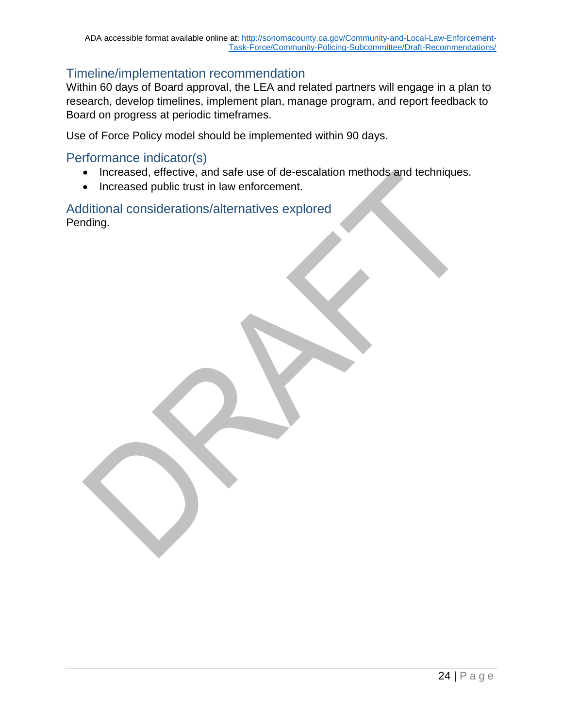## Timeline/implementation recommendation

Within 60 days of Board approval, the LEA and related partners will engage in a plan to research, develop timelines, implement plan, manage program, and report feedback to Board on progress at periodic timeframes.

Use of Force Policy model should be implemented within 90 days.

## Performance indicator(s)

- Increased, effective, and safe use of de-escalation methods and techniques.
- Increased public trust in law enforcement.

## Additional considerations/alternatives explored

Pending.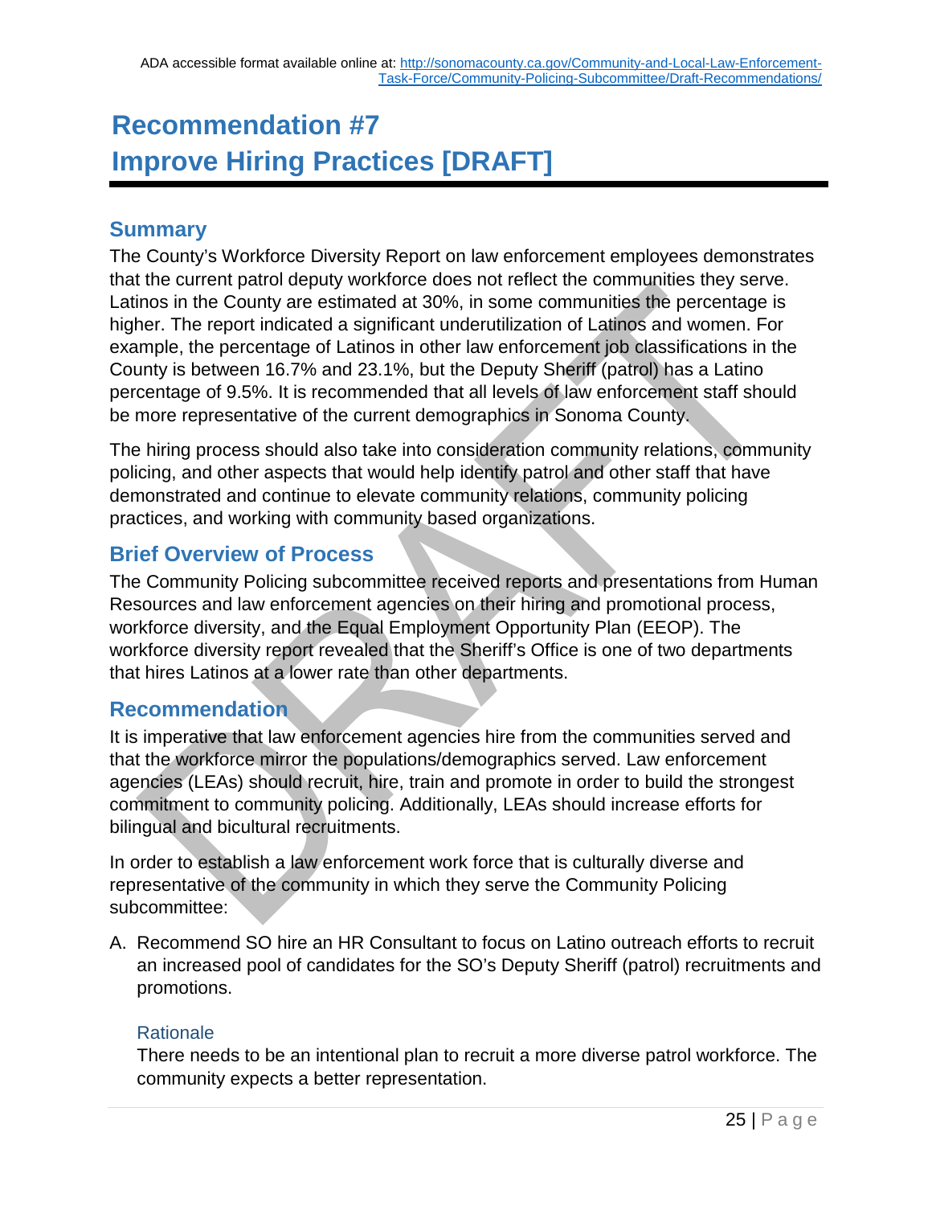ADA accessible format available online at: http://sonomacounty.ca.gov/Community-and-Local-Law-Enforcement-Task-Force/Community-Policing-Subcommittee/Draft-Recommendations/

# Recommendation #7
# Improve Hiring Practices [DRAFT]

## Summary

The County's Workforce Diversity Report on law enforcement employees demonstrates that the current patrol deputy workforce does not reflect the communities they serve. Latinos in the County are estimated at 30%, in some communities the percentage is higher. The report indicated a significant underutilization of Latinos and women. For example, the percentage of Latinos in other law enforcement job classifications in the County is between 16.7% and 23.1%, but the Deputy Sheriff (patrol) has a Latino percentage of 9.5%. It is recommended that all levels of law enforcement staff should be more representative of the current demographics in Sonoma County.

The hiring process should also take into consideration community relations, community policing, and other aspects that would help identify patrol and other staff that have demonstrated and continue to elevate community relations, community policing practices, and working with community based organizations.

## Brief Overview of Process

The Community Policing subcommittee received reports and presentations from Human Resources and law enforcement agencies on their hiring and promotional process, workforce diversity, and the Equal Employment Opportunity Plan (EEOP). The workforce diversity report revealed that the Sheriff's Office is one of two departments that hires Latinos at a lower rate than other departments.

## Recommendation

It is imperative that law enforcement agencies hire from the communities served and that the workforce mirror the populations/demographics served. Law enforcement agencies (LEAs) should recruit, hire, train and promote in order to build the strongest commitment to community policing. Additionally, LEAs should increase efforts for bilingual and bicultural recruitments.

In order to establish a law enforcement work force that is culturally diverse and representative of the community in which they serve the Community Policing subcommittee:

A. Recommend SO hire an HR Consultant to focus on Latino outreach efforts to recruit an increased pool of candidates for the SO's Deputy Sheriff (patrol) recruitments and promotions.

   ### Rationale

   There needs to be an intentional plan to recruit a more diverse patrol workforce. The community expects a better representation.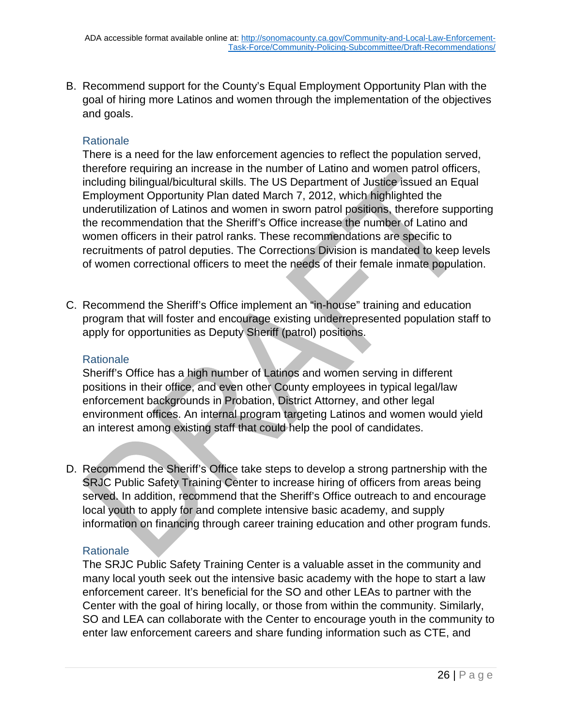B. Recommend support for the County's Equal Employment Opportunity Plan with the goal of hiring more Latinos and women through the implementation of the objectives and goals.

### Rationale

There is a need for the law enforcement agencies to reflect the population served, therefore requiring an increase in the number of Latino and women patrol officers, including bilingual/bicultural skills. The US Department of Justice issued an Equal Employment Opportunity Plan dated March 7, 2012, which highlighted the underutilization of Latinos and women in sworn patrol positions, therefore supporting the recommendation that the Sheriff's Office increase the number of Latino and women officers in their patrol ranks. These recommendations are specific to recruitments of patrol deputies. The Corrections Division is mandated to keep levels of women correctional officers to meet the needs of their female inmate population.

C. Recommend the Sheriff's Office implement an "in-house" training and education program that will foster and encourage existing underrepresented population staff to apply for opportunities as Deputy Sheriff (patrol) positions.

### Rationale

Sheriff's Office has a high number of Latinos and women serving in different positions in their office, and even other County employees in typical legal/law enforcement backgrounds in Probation, District Attorney, and other legal environment offices. An internal program targeting Latinos and women would yield an interest among existing staff that could help the pool of candidates.

D. Recommend the Sheriff's Office take steps to develop a strong partnership with the SRJC Public Safety Training Center to increase hiring of officers from areas being served. In addition, recommend that the Sheriff's Office outreach to and encourage local youth to apply for and complete intensive basic academy, and supply information on financing through career training education and other program funds.

### Rationale

The SRJC Public Safety Training Center is a valuable asset in the community and many local youth seek out the intensive basic academy with the hope to start a law enforcement career. It's beneficial for the SO and other LEAs to partner with the Center with the goal of hiring locally, or those from within the community. Similarly, SO and LEA can collaborate with the Center to encourage youth in the community to enter law enforcement careers and share funding information such as CTE, and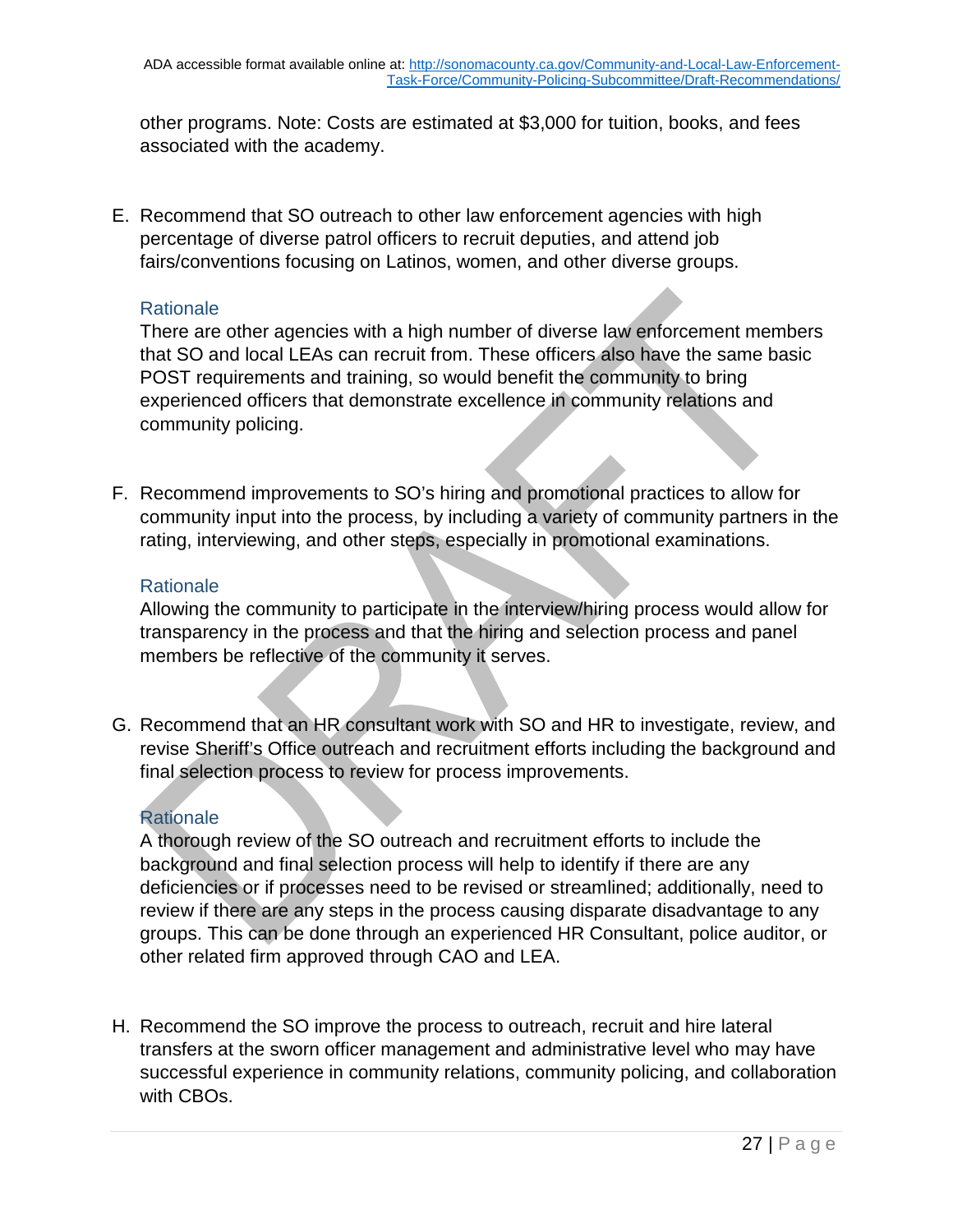other programs. Note: Costs are estimated at $3,000 for tuition, books, and fees associated with the academy.

E. Recommend that SO outreach to other law enforcement agencies with high percentage of diverse patrol officers to recruit deputies, and attend job fairs/conventions focusing on Latinos, women, and other diverse groups.

### Rationale

There are other agencies with a high number of diverse law enforcement members that SO and local LEAs can recruit from. These officers also have the same basic POST requirements and training, so would benefit the community to bring experienced officers that demonstrate excellence in community relations and community policing.

F. Recommend improvements to SO's hiring and promotional practices to allow for community input into the process, by including a variety of community partners in the rating, interviewing, and other steps, especially in promotional examinations.

### Rationale

Allowing the community to participate in the interview/hiring process would allow for transparency in the process and that the hiring and selection process and panel members be reflective of the community it serves.

G. Recommend that an HR consultant work with SO and HR to investigate, review, and revise Sheriff's Office outreach and recruitment efforts including the background and final selection process to review for process improvements.

### Rationale

A thorough review of the SO outreach and recruitment efforts to include the background and final selection process will help to identify if there are any deficiencies or if processes need to be revised or streamlined; additionally, need to review if there are any steps in the process causing disparate disadvantage to any groups. This can be done through an experienced HR Consultant, police auditor, or other related firm approved through CAO and LEA.

H. Recommend the SO improve the process to outreach, recruit and hire lateral transfers at the sworn officer management and administrative level who may have successful experience in community relations, community policing, and collaboration with CBOs.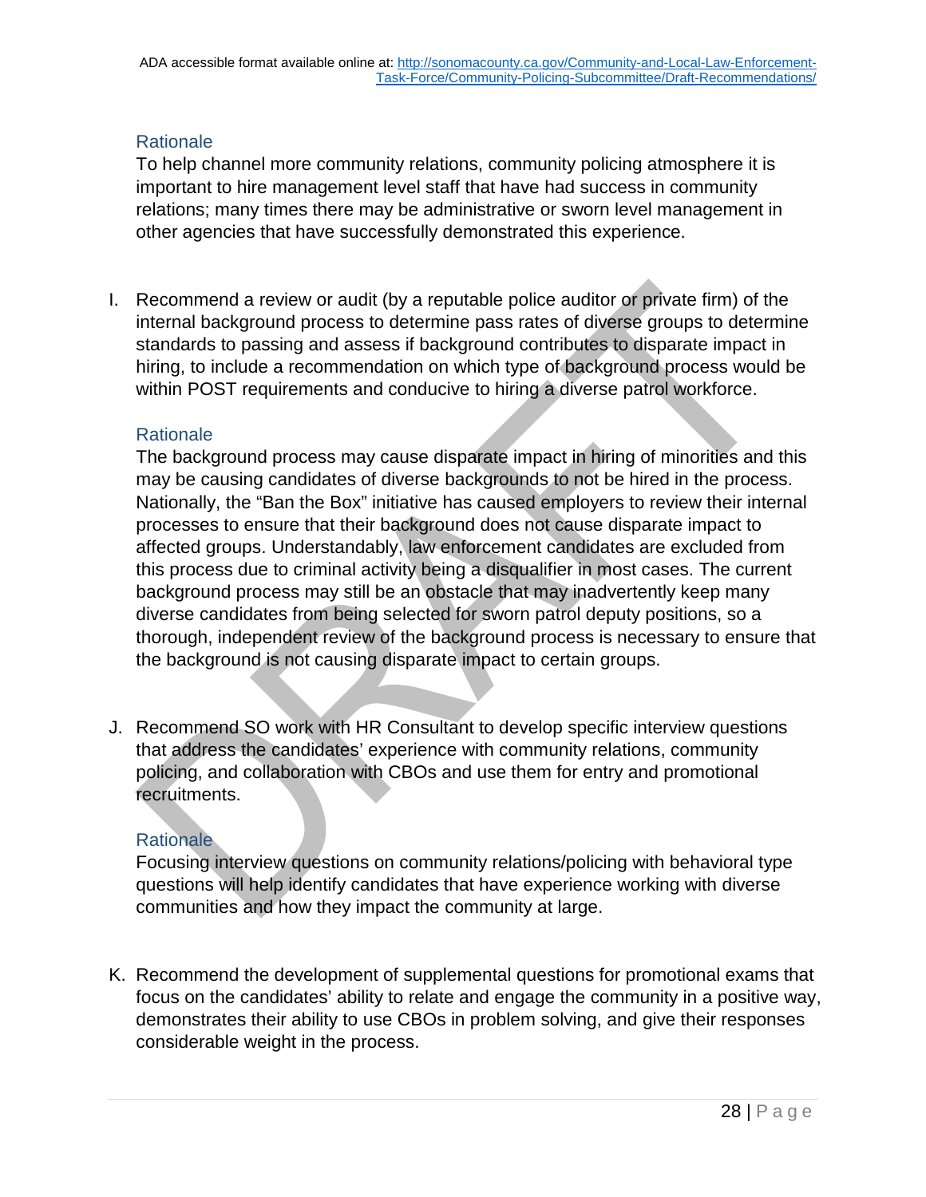### Rationale

To help channel more community relations, community policing atmosphere it is important to hire management level staff that have had success in community relations; many times there may be administrative or sworn level management in other agencies that have successfully demonstrated this experience.

I. Recommend a review or audit (by a reputable police auditor or private firm) of the internal background process to determine pass rates of diverse groups to determine standards to passing and assess if background contributes to disparate impact in hiring, to include a recommendation on which type of background process would be within POST requirements and conducive to hiring a diverse patrol workforce.

### Rationale

The background process may cause disparate impact in hiring of minorities and this may be causing candidates of diverse backgrounds to not be hired in the process. Nationally, the "Ban the Box" initiative has caused employers to review their internal processes to ensure that their background does not cause disparate impact to affected groups. Understandably, law enforcement candidates are excluded from this process due to criminal activity being a disqualifier in most cases. The current background process may still be an obstacle that may inadvertently keep many diverse candidates from being selected for sworn patrol deputy positions, so a thorough, independent review of the background process is necessary to ensure that the background is not causing disparate impact to certain groups.

J. Recommend SO work with HR Consultant to develop specific interview questions that address the candidates' experience with community relations, community policing, and collaboration with CBOs and use them for entry and promotional recruitments.

### Rationale

Focusing interview questions on community relations/policing with behavioral type questions will help identify candidates that have experience working with diverse communities and how they impact the community at large.

K. Recommend the development of supplemental questions for promotional exams that focus on the candidates' ability to relate and engage the community in a positive way, demonstrates their ability to use CBOs in problem solving, and give their responses considerable weight in the process.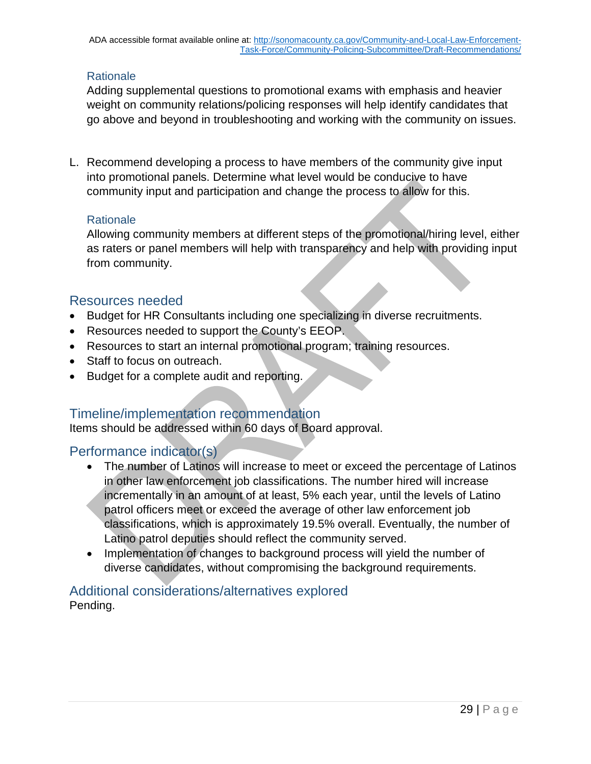Rationale

Adding supplemental questions to promotional exams with emphasis and heavier weight on community relations/policing responses will help identify candidates that go above and beyond in troubleshooting and working with the community on issues.

L. Recommend developing a process to have members of the community give input into promotional panels. Determine what level would be conducive to have community input and participation and change the process to allow for this.

Rationale

Allowing community members at different steps of the promotional/hiring level, either as raters or panel members will help with transparency and help with providing input from community.

## Resources needed

- Budget for HR Consultants including one specializing in diverse recruitments.
- Resources needed to support the County's EEOP.
- Resources to start an internal promotional program; training resources.
- Staff to focus on outreach.
- Budget for a complete audit and reporting.

## Timeline/implementation recommendation

Items should be addressed within 60 days of Board approval.

## Performance indicator(s)

- The number of Latinos will increase to meet or exceed the percentage of Latinos in other law enforcement job classifications. The number hired will increase incrementally in an amount of at least, 5% each year, until the levels of Latino patrol officers meet or exceed the average of other law enforcement job classifications, which is approximately 19.5% overall. Eventually, the number of Latino patrol deputies should reflect the community served.
- Implementation of changes to background process will yield the number of diverse candidates, without compromising the background requirements.

## Additional considerations/alternatives explored

Pending.